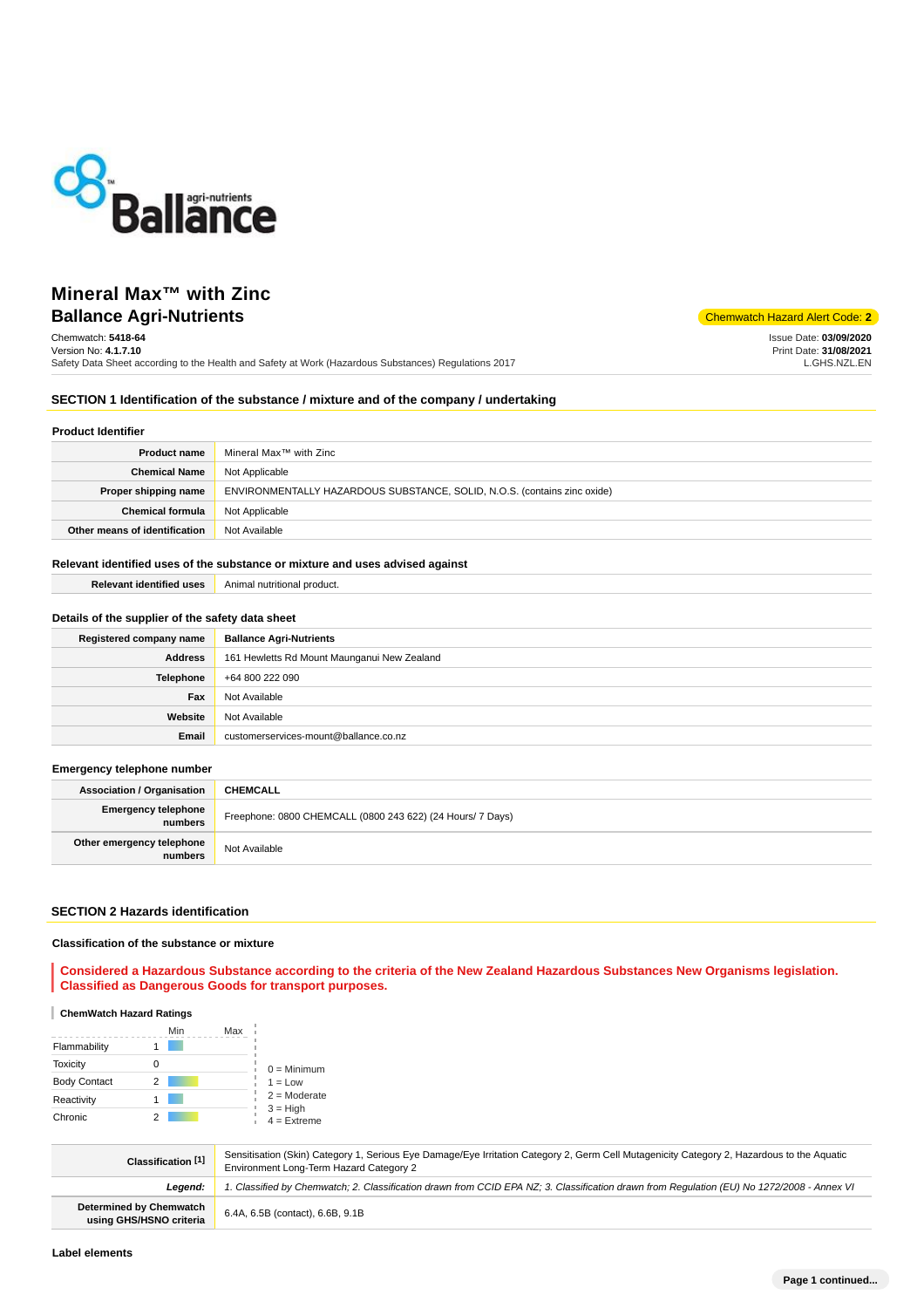# Mineral Max™ with Zinc

## Ballance Agri-Nutrients

Chemwatch Hazard Alert Code: **2**

Chemwatch: **5418-64**
Version No: **4.1.7.10**
Safety Data Sheet according to the Health and Safety at Work (Hazardous Substances) Regulations 2017

Issue Date: **03/09/2020**
Print Date: **31/08/2021**
L.GHS.NZL.EN

## SECTION 1 Identification of the substance / mixture and of the company / undertaking

### Product Identifier

| | |
|---|---|
| **Product name** | Mineral Max™ with Zinc |
| **Chemical Name** | Not Applicable |
| **Proper shipping name** | ENVIRONMENTALLY HAZARDOUS SUBSTANCE, SOLID, N.O.S. (contains zinc oxide) |
| **Chemical formula** | Not Applicable |
| **Other means of identification** | Not Available |

### Relevant identified uses of the substance or mixture and uses advised against

| | |
|---|---|
| **Relevant identified uses** | Animal nutritional product. |

### Details of the supplier of the safety data sheet

| | |
|---|---|
| **Registered company name** | **Ballance Agri-Nutrients** |
| **Address** | 161 Hewletts Rd Mount Maunganui New Zealand |
| **Telephone** | +64 800 222 090 |
| **Fax** | Not Available |
| **Website** | Not Available |
| **Email** | customerservices-mount@ballance.co.nz |

### Emergency telephone number

| | |
|---|---|
| **Association / Organisation** | **CHEMCALL** |
| **Emergency telephone numbers** | Freephone: 0800 CHEMCALL (0800 243 622) (24 Hours/ 7 Days) |
| **Other emergency telephone numbers** | Not Available |

## SECTION 2 Hazards identification

### Classification of the substance or mixture

**Considered a Hazardous Substance according to the criteria of the New Zealand Hazardous Substances New Organisms legislation. Classified as Dangerous Goods for transport purposes.**

**ChemWatch Hazard Ratings**

| | Rating (Min–Max) |
|---|---|
| Flammability | 1 |
| Toxicity | 0 |
| Body Contact | 2 |
| Reactivity | 1 |
| Chronic | 2 |

0 = Minimum
1 = Low
2 = Moderate
3 = High
4 = Extreme

| | |
|---|---|
| **Classification [1]** | Sensitisation (Skin) Category 1, Serious Eye Damage/Eye Irritation Category 2, Germ Cell Mutagenicity Category 2, Hazardous to the Aquatic Environment Long-Term Hazard Category 2 |
| ***Legend:*** | *1. Classified by Chemwatch; 2. Classification drawn from CCID EPA NZ; 3. Classification drawn from Regulation (EU) No 1272/2008 - Annex VI* |
| **Determined by Chemwatch using GHS/HSNO criteria** | 6.4A, 6.5B (contact), 6.6B, 9.1B |

### Label elements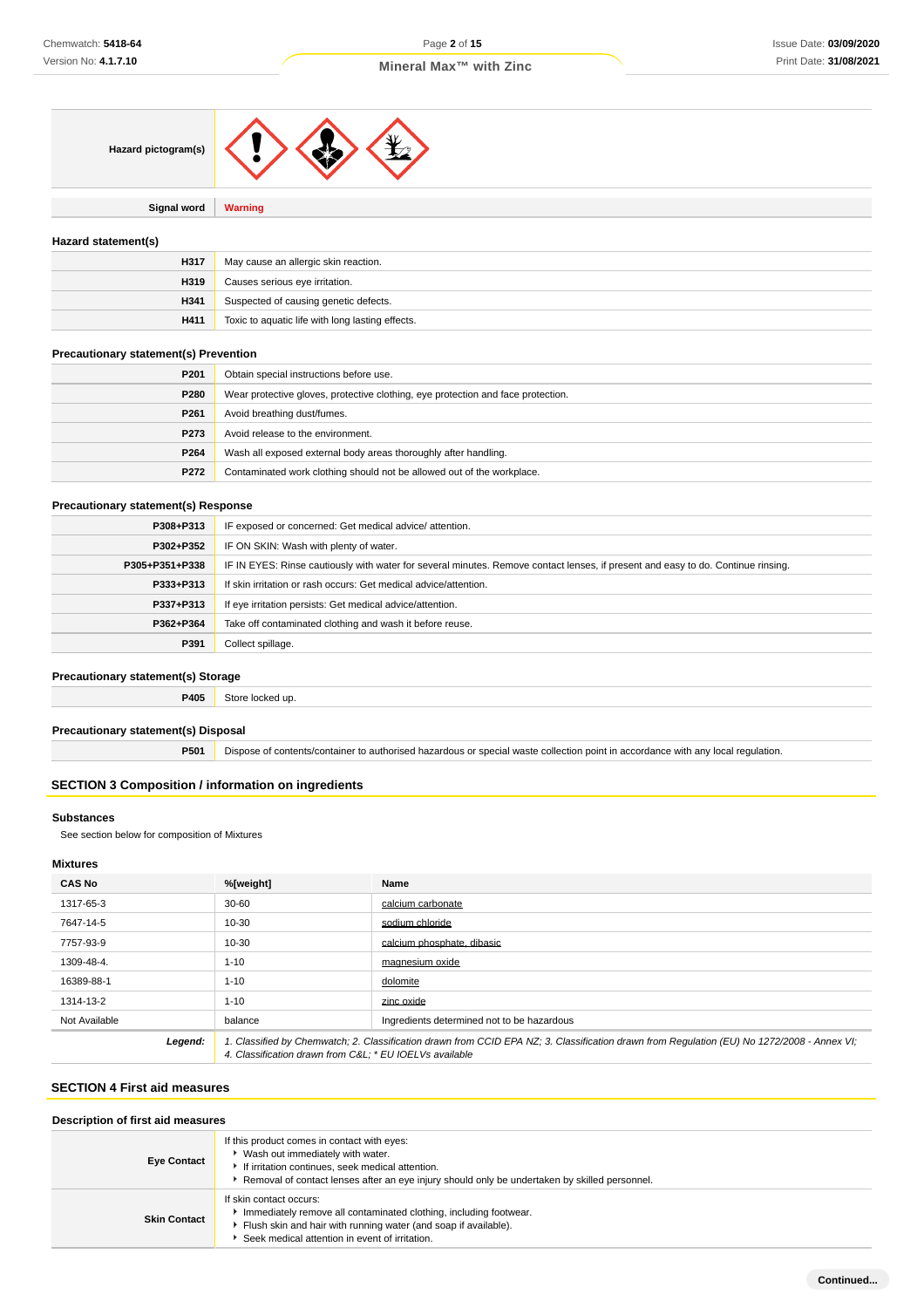| | |
|---|---|
| **Hazard pictogram(s)** | |
| **Signal word** | **Warning** |

### Hazard statement(s)

| | |
|---|---|
| **H317** | May cause an allergic skin reaction. |
| **H319** | Causes serious eye irritation. |
| **H341** | Suspected of causing genetic defects. |
| **H411** | Toxic to aquatic life with long lasting effects. |

### Precautionary statement(s) Prevention

| | |
|---|---|
| **P201** | Obtain special instructions before use. |
| **P280** | Wear protective gloves, protective clothing, eye protection and face protection. |
| **P261** | Avoid breathing dust/fumes. |
| **P273** | Avoid release to the environment. |
| **P264** | Wash all exposed external body areas thoroughly after handling. |
| **P272** | Contaminated work clothing should not be allowed out of the workplace. |

### Precautionary statement(s) Response

| | |
|---|---|
| **P308+P313** | IF exposed or concerned: Get medical advice/ attention. |
| **P302+P352** | IF ON SKIN: Wash with plenty of water. |
| **P305+P351+P338** | IF IN EYES: Rinse cautiously with water for several minutes. Remove contact lenses, if present and easy to do. Continue rinsing. |
| **P333+P313** | If skin irritation or rash occurs: Get medical advice/attention. |
| **P337+P313** | If eye irritation persists: Get medical advice/attention. |
| **P362+P364** | Take off contaminated clothing and wash it before reuse. |
| **P391** | Collect spillage. |

### Precautionary statement(s) Storage

| | |
|---|---|
| **P405** | Store locked up. |

### Precautionary statement(s) Disposal

| | |
|---|---|
| **P501** | Dispose of contents/container to authorised hazardous or special waste collection point in accordance with any local regulation. |

## SECTION 3 Composition / information on ingredients

### Substances

See section below for composition of Mixtures

### Mixtures

| CAS No | %[weight] | Name |
|---|---|---|
| 1317-65-3 | 30-60 | calcium carbonate |
| 7647-14-5 | 10-30 | sodium chloride |
| 7757-93-9 | 10-30 | calcium phosphate, dibasic |
| 1309-48-4. | 1-10 | magnesium oxide |
| 16389-88-1 | 1-10 | dolomite |
| 1314-13-2 | 1-10 | zinc oxide |
| Not Available | balance | Ingredients determined not to be hazardous |
| ***Legend:*** | *1. Classified by Chemwatch; 2. Classification drawn from CCID EPA NZ; 3. Classification drawn from Regulation (EU) No 1272/2008 - Annex VI; 4. Classification drawn from C&L; * EU IOELVs available* | |

## SECTION 4 First aid measures

### Description of first aid measures

| | |
|---|---|
| **Eye Contact** | If this product comes in contact with eyes:<br>▶ Wash out immediately with water.<br>▶ If irritation continues, seek medical attention.<br>▶ Removal of contact lenses after an eye injury should only be undertaken by skilled personnel. |
| **Skin Contact** | If skin contact occurs:<br>▶ Immediately remove all contaminated clothing, including footwear.<br>▶ Flush skin and hair with running water (and soap if available).<br>▶ Seek medical attention in event of irritation. |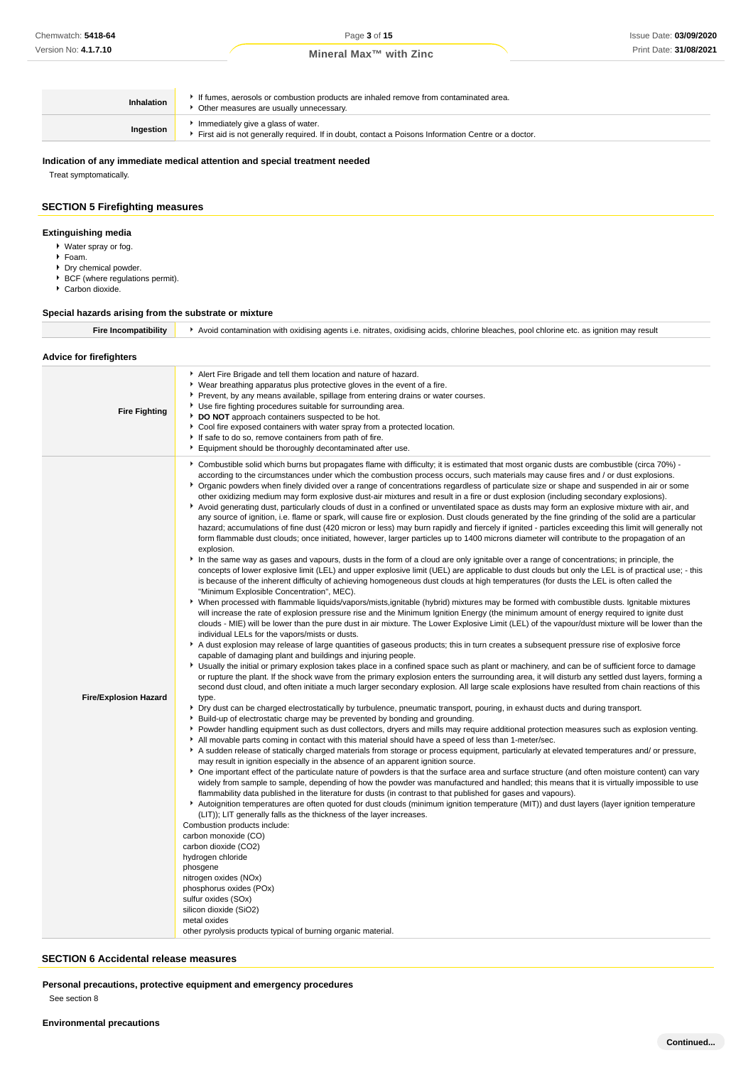| | |
|---|---|
| **Inhalation** | ▸ If fumes, aerosols or combustion products are inhaled remove from contaminated area.<br>▸ Other measures are usually unnecessary. |
| **Ingestion** | ▸ Immediately give a glass of water.<br>▸ First aid is not generally required. If in doubt, contact a Poisons Information Centre or a doctor. |

### Indication of any immediate medical attention and special treatment needed

Treat symptomatically.

## SECTION 5 Firefighting measures

### Extinguishing media

- Water spray or fog.
- Foam.
- Dry chemical powder.
- BCF (where regulations permit).
- Carbon dioxide.

### Special hazards arising from the substrate or mixture

| | |
|---|---|
| **Fire Incompatibility** | ▸ Avoid contamination with oxidising agents i.e. nitrates, oxidising acids, chlorine bleaches, pool chlorine etc. as ignition may result |

### Advice for firefighters

| | |
|---|---|
| **Fire Fighting** | ▸ Alert Fire Brigade and tell them location and nature of hazard.<br>▸ Wear breathing apparatus plus protective gloves in the event of a fire.<br>▸ Prevent, by any means available, spillage from entering drains or water courses.<br>▸ Use fire fighting procedures suitable for surrounding area.<br>▸ **DO NOT** approach containers suspected to be hot.<br>▸ Cool fire exposed containers with water spray from a protected location.<br>▸ If safe to do so, remove containers from path of fire.<br>▸ Equipment should be thoroughly decontaminated after use. |
| **Fire/Explosion Hazard** | ▸ Combustible solid which burns but propagates flame with difficulty; it is estimated that most organic dusts are combustible (circa 70%) - according to the circumstances under which the combustion process occurs, such materials may cause fires and / or dust explosions.<br>▸ Organic powders when finely divided over a range of concentrations regardless of particulate size or shape and suspended in air or some other oxidizing medium may form explosive dust-air mixtures and result in a fire or dust explosion (including secondary explosions).<br>▸ Avoid generating dust, particularly clouds of dust in a confined or unventilated space as dusts may form an explosive mixture with air, and any source of ignition, i.e. flame or spark, will cause fire or explosion. Dust clouds generated by the fine grinding of the solid are a particular hazard; accumulations of fine dust (420 micron or less) may burn rapidly and fiercely if ignited - particles exceeding this limit will generally not form flammable dust clouds; once initiated, however, larger particles up to 1400 microns diameter will contribute to the propagation of an explosion.<br>▸ In the same way as gases and vapours, dusts in the form of a cloud are only ignitable over a range of concentrations; in principle, the concepts of lower explosive limit (LEL) and upper explosive limit (UEL) are applicable to dust clouds but only the LEL is of practical use; - this is because of the inherent difficulty of achieving homogeneous dust clouds at high temperatures (for dusts the LEL is often called the "Minimum Explosible Concentration", MEC).<br>▸ When processed with flammable liquids/vapors/mists,ignitable (hybrid) mixtures may be formed with combustible dusts. Ignitable mixtures will increase the rate of explosion pressure rise and the Minimum Ignition Energy (the minimum amount of energy required to ignite dust clouds - MIE) will be lower than the pure dust in air mixture. The Lower Explosive Limit (LEL) of the vapour/dust mixture will be lower than the individual LELs for the vapors/mists or dusts.<br>▸ A dust explosion may release of large quantities of gaseous products; this in turn creates a subsequent pressure rise of explosive force capable of damaging plant and buildings and injuring people.<br>▸ Usually the initial or primary explosion takes place in a confined space such as plant or machinery, and can be of sufficient force to damage or rupture the plant. If the shock wave from the primary explosion enters the surrounding area, it will disturb any settled dust layers, forming a second dust cloud, and often initiate a much larger secondary explosion. All large scale explosions have resulted from chain reactions of this type.<br>▸ Dry dust can be charged electrostatically by turbulence, pneumatic transport, pouring, in exhaust ducts and during transport.<br>▸ Build-up of electrostatic charge may be prevented by bonding and grounding.<br>▸ Powder handling equipment such as dust collectors, dryers and mills may require additional protection measures such as explosion venting.<br>▸ All movable parts coming in contact with this material should have a speed of less than 1-meter/sec.<br>▸ A sudden release of statically charged materials from storage or process equipment, particularly at elevated temperatures and/ or pressure, may result in ignition especially in the absence of an apparent ignition source.<br>▸ One important effect of the particulate nature of powders is that the surface area and surface structure (and often moisture content) can vary widely from sample to sample, depending of how the powder was manufactured and handled; this means that it is virtually impossible to use flammability data published in the literature for dusts (in contrast to that published for gases and vapours).<br>▸ Autoignition temperatures are often quoted for dust clouds (minimum ignition temperature (MIT)) and dust layers (layer ignition temperature (LIT)); LIT generally falls as the thickness of the layer increases.<br>Combustion products include:<br>carbon monoxide (CO)<br>carbon dioxide (CO2)<br>hydrogen chloride<br>phosgene<br>nitrogen oxides (NOx)<br>phosphorus oxides (POx)<br>sulfur oxides (SOx)<br>silicon dioxide (SiO2)<br>metal oxides<br>other pyrolysis products typical of burning organic material. |

## SECTION 6 Accidental release measures

### Personal precautions, protective equipment and emergency procedures

See section 8

### Environmental precautions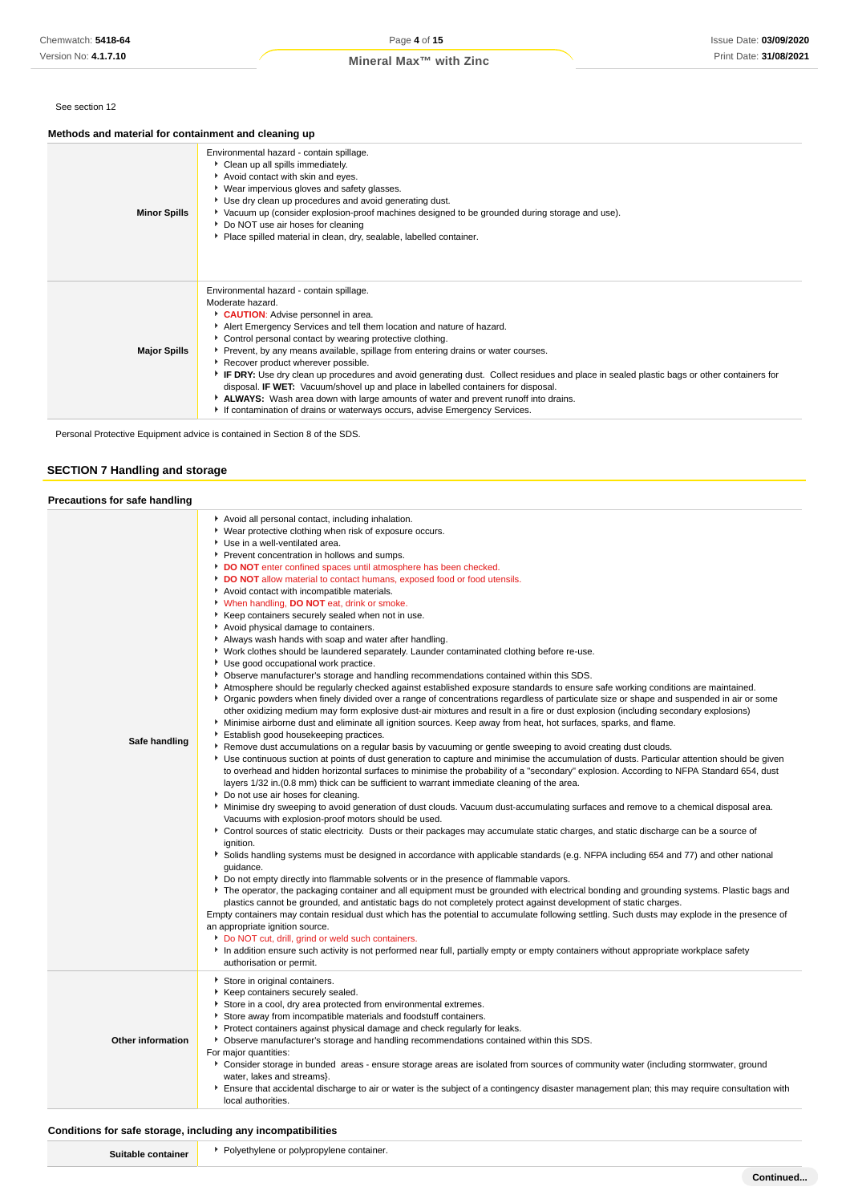See section 12

### Methods and material for containment and cleaning up

| | |
|---|---|
| **Minor Spills** | Environmental hazard - contain spillage.<br>▸ Clean up all spills immediately.<br>▸ Avoid contact with skin and eyes.<br>▸ Wear impervious gloves and safety glasses.<br>▸ Use dry clean up procedures and avoid generating dust.<br>▸ Vacuum up (consider explosion-proof machines designed to be grounded during storage and use).<br>▸ Do NOT use air hoses for cleaning<br>▸ Place spilled material in clean, dry, sealable, labelled container. |
| **Major Spills** | Environmental hazard - contain spillage.<br>Moderate hazard.<br>▸ **CAUTION**: Advise personnel in area.<br>▸ Alert Emergency Services and tell them location and nature of hazard.<br>▸ Control personal contact by wearing protective clothing.<br>▸ Prevent, by any means available, spillage from entering drains or water courses.<br>▸ Recover product wherever possible.<br>▸ **IF DRY:** Use dry clean up procedures and avoid generating dust. Collect residues and place in sealed plastic bags or other containers for disposal. **IF WET:** Vacuum/shovel up and place in labelled containers for disposal.<br>▸ **ALWAYS:** Wash area down with large amounts of water and prevent runoff into drains.<br>▸ If contamination of drains or waterways occurs, advise Emergency Services. |

Personal Protective Equipment advice is contained in Section 8 of the SDS.

## SECTION 7 Handling and storage

### Precautions for safe handling

| | |
|---|---|
| **Safe handling** | ▸ Avoid all personal contact, including inhalation.<br>▸ Wear protective clothing when risk of exposure occurs.<br>▸ Use in a well-ventilated area.<br>▸ Prevent concentration in hollows and sumps.<br>▸ **DO NOT** enter confined spaces until atmosphere has been checked.<br>▸ **DO NOT** allow material to contact humans, exposed food or food utensils.<br>▸ Avoid contact with incompatible materials.<br>▸ When handling, **DO NOT** eat, drink or smoke.<br>▸ Keep containers securely sealed when not in use.<br>▸ Avoid physical damage to containers.<br>▸ Always wash hands with soap and water after handling.<br>▸ Work clothes should be laundered separately. Launder contaminated clothing before re-use.<br>▸ Use good occupational work practice.<br>▸ Observe manufacturer's storage and handling recommendations contained within this SDS.<br>▸ Atmosphere should be regularly checked against established exposure standards to ensure safe working conditions are maintained.<br>▸ Organic powders when finely divided over a range of concentrations regardless of particulate size or shape and suspended in air or some other oxidizing medium may form explosive dust-air mixtures and result in a fire or dust explosion (including secondary explosions)<br>▸ Minimise airborne dust and eliminate all ignition sources. Keep away from heat, hot surfaces, sparks, and flame.<br>▸ Establish good housekeeping practices.<br>▸ Remove dust accumulations on a regular basis by vacuuming or gentle sweeping to avoid creating dust clouds.<br>▸ Use continuous suction at points of dust generation to capture and minimise the accumulation of dusts. Particular attention should be given to overhead and hidden horizontal surfaces to minimise the probability of a "secondary" explosion. According to NFPA Standard 654, dust layers 1/32 in.(0.8 mm) thick can be sufficient to warrant immediate cleaning of the area.<br>▸ Do not use air hoses for cleaning.<br>▸ Minimise dry sweeping to avoid generation of dust clouds. Vacuum dust-accumulating surfaces and remove to a chemical disposal area. Vacuums with explosion-proof motors should be used.<br>▸ Control sources of static electricity. Dusts or their packages may accumulate static charges, and static discharge can be a source of ignition.<br>▸ Solids handling systems must be designed in accordance with applicable standards (e.g. NFPA including 654 and 77) and other national guidance.<br>▸ Do not empty directly into flammable solvents or in the presence of flammable vapors.<br>▸ The operator, the packaging container and all equipment must be grounded with electrical bonding and grounding systems. Plastic bags and plastics cannot be grounded, and antistatic bags do not completely protect against development of static charges.<br>Empty containers may contain residual dust which has the potential to accumulate following settling. Such dusts may explode in the presence of an appropriate ignition source.<br>▸ Do NOT cut, drill, grind or weld such containers.<br>▸ In addition ensure such activity is not performed near full, partially empty or empty containers without appropriate workplace safety authorisation or permit. |
| **Other information** | ▸ Store in original containers.<br>▸ Keep containers securely sealed.<br>▸ Store in a cool, dry area protected from environmental extremes.<br>▸ Store away from incompatible materials and foodstuff containers.<br>▸ Protect containers against physical damage and check regularly for leaks.<br>▸ Observe manufacturer's storage and handling recommendations contained within this SDS.<br>For major quantities:<br>▸ Consider storage in bunded areas - ensure storage areas are isolated from sources of community water (including stormwater, ground water, lakes and streams}.<br>▸ Ensure that accidental discharge to air or water is the subject of a contingency disaster management plan; this may require consultation with local authorities. |

### Conditions for safe storage, including any incompatibilities

| | |
|---|---|
| **Suitable container** | ▸ Polyethylene or polypropylene container. |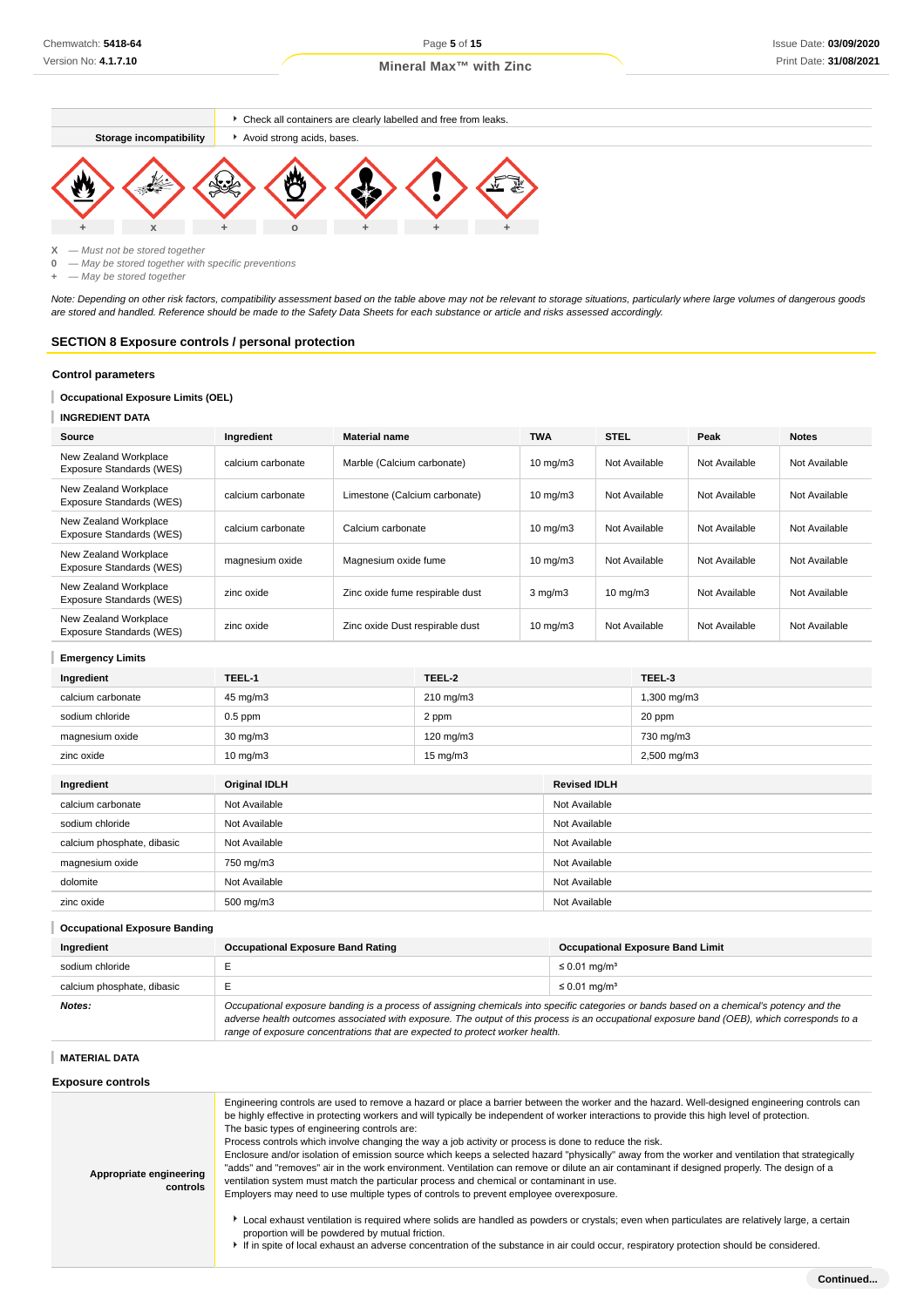| | |
|---|---|
| | Check all containers are clearly labelled and free from leaks. |
| **Storage incompatibility** | Avoid strong acids, bases. |

| | | | | | | |
|---|---|---|---|---|---|---|
| + | x | + | o | + | + | + |

**X** — *Must not be stored together*
**0** — *May be stored together with specific preventions*
**+** — *May be stored together*

*Note: Depending on other risk factors, compatibility assessment based on the table above may not be relevant to storage situations, particularly where large volumes of dangerous goods are stored and handled. Reference should be made to the Safety Data Sheets for each substance or article and risks assessed accordingly.*

## SECTION 8 Exposure controls / personal protection

### Control parameters

#### Occupational Exposure Limits (OEL)

#### INGREDIENT DATA

| Source | Ingredient | Material name | TWA | STEL | Peak | Notes |
|---|---|---|---|---|---|---|
| New Zealand Workplace Exposure Standards (WES) | calcium carbonate | Marble (Calcium carbonate) | 10 mg/m3 | Not Available | Not Available | Not Available |
| New Zealand Workplace Exposure Standards (WES) | calcium carbonate | Limestone (Calcium carbonate) | 10 mg/m3 | Not Available | Not Available | Not Available |
| New Zealand Workplace Exposure Standards (WES) | calcium carbonate | Calcium carbonate | 10 mg/m3 | Not Available | Not Available | Not Available |
| New Zealand Workplace Exposure Standards (WES) | magnesium oxide | Magnesium oxide fume | 10 mg/m3 | Not Available | Not Available | Not Available |
| New Zealand Workplace Exposure Standards (WES) | zinc oxide | Zinc oxide fume respirable dust | 3 mg/m3 | 10 mg/m3 | Not Available | Not Available |
| New Zealand Workplace Exposure Standards (WES) | zinc oxide | Zinc oxide Dust respirable dust | 10 mg/m3 | Not Available | Not Available | Not Available |

#### Emergency Limits

| Ingredient | TEEL-1 | TEEL-2 | TEEL-3 |
|---|---|---|---|
| calcium carbonate | 45 mg/m3 | 210 mg/m3 | 1,300 mg/m3 |
| sodium chloride | 0.5 ppm | 2 ppm | 20 ppm |
| magnesium oxide | 30 mg/m3 | 120 mg/m3 | 730 mg/m3 |
| zinc oxide | 10 mg/m3 | 15 mg/m3 | 2,500 mg/m3 |

| Ingredient | Original IDLH | Revised IDLH |
|---|---|---|
| calcium carbonate | Not Available | Not Available |
| sodium chloride | Not Available | Not Available |
| calcium phosphate, dibasic | Not Available | Not Available |
| magnesium oxide | 750 mg/m3 | Not Available |
| dolomite | Not Available | Not Available |
| zinc oxide | 500 mg/m3 | Not Available |

#### Occupational Exposure Banding

| Ingredient | Occupational Exposure Band Rating | Occupational Exposure Band Limit |
|---|---|---|
| sodium chloride | E | ≤ 0.01 mg/m³ |
| calcium phosphate, dibasic | E | ≤ 0.01 mg/m³ |
| ***Notes:*** | *Occupational exposure banding is a process of assigning chemicals into specific categories or bands based on a chemical's potency and the adverse health outcomes associated with exposure. The output of this process is an occupational exposure band (OEB), which corresponds to a range of exposure concentrations that are expected to protect worker health.* | |

#### MATERIAL DATA

### Exposure controls

| | |
|---|---|
| **Appropriate engineering controls** | Engineering controls are used to remove a hazard or place a barrier between the worker and the hazard. Well-designed engineering controls can be highly effective in protecting workers and will typically be independent of worker interactions to provide this high level of protection. The basic types of engineering controls are: Process controls which involve changing the way a job activity or process is done to reduce the risk. Enclosure and/or isolation of emission source which keeps a selected hazard "physically" away from the worker and ventilation that strategically "adds" and "removes" air in the work environment. Ventilation can remove or dilute an air contaminant if designed properly. The design of a ventilation system must match the particular process and chemical or contaminant in use. Employers may need to use multiple types of controls to prevent employee overexposure. <br><br> • Local exhaust ventilation is required where solids are handled as powders or crystals; even when particulates are relatively large, a certain proportion will be powdered by mutual friction. <br> • If in spite of local exhaust an adverse concentration of the substance in air could occur, respiratory protection should be considered. |

**Continued...**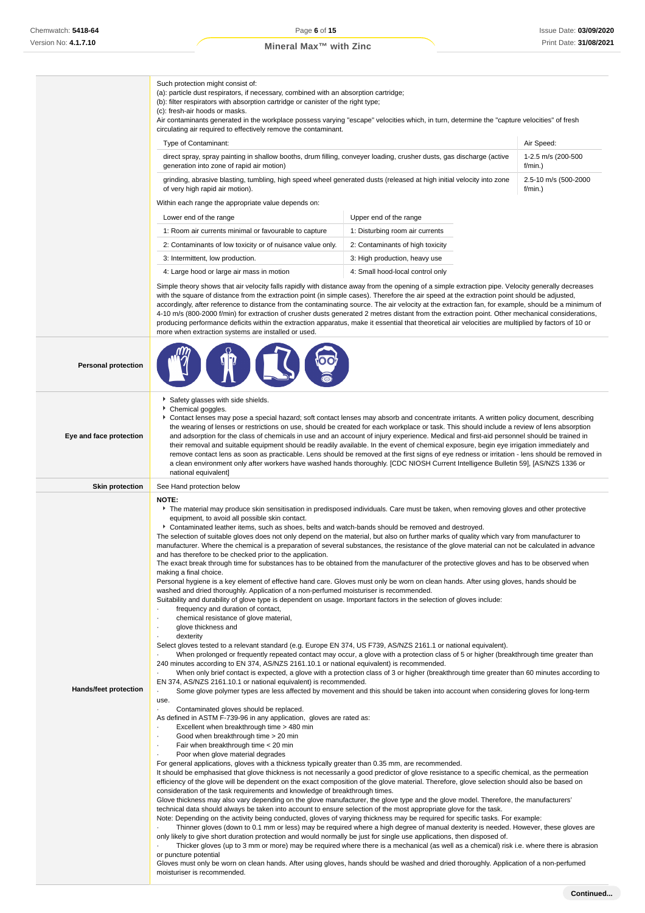| | |
|---|---|
| | Such protection might consist of:<br>(a): particle dust respirators, if necessary, combined with an absorption cartridge;<br>(b): filter respirators with absorption cartridge or canister of the right type;<br>(c): fresh-air hoods or masks.<br>Air contaminants generated in the workplace possess varying "escape" velocities which, in turn, determine the "capture velocities" of fresh circulating air required to effectively remove the contaminant. |

| Type of Contaminant: | Air Speed: |
|---|---|
| direct spray, spray painting in shallow booths, drum filling, conveyer loading, crusher dusts, gas discharge (active generation into zone of rapid air motion) | 1-2.5 m/s (200-500 f/min.) |
| grinding, abrasive blasting, tumbling, high speed wheel generated dusts (released at high initial velocity into zone of very high rapid air motion). | 2.5-10 m/s (500-2000 f/min.) |

Within each range the appropriate value depends on:

| Lower end of the range | Upper end of the range |
|---|---|
| 1: Room air currents minimal or favourable to capture | 1: Disturbing room air currents |
| 2: Contaminants of low toxicity or of nuisance value only. | 2: Contaminants of high toxicity |
| 3: Intermittent, low production. | 3: High production, heavy use |
| 4: Large hood or large air mass in motion | 4: Small hood-local control only |

Simple theory shows that air velocity falls rapidly with distance away from the opening of a simple extraction pipe. Velocity generally decreases with the square of distance from the extraction point (in simple cases). Therefore the air speed at the extraction point should be adjusted, accordingly, after reference to distance from the contaminating source. The air velocity at the extraction fan, for example, should be a minimum of 4-10 m/s (800-2000 f/min) for extraction of crusher dusts generated 2 metres distant from the extraction point. Other mechanical considerations, producing performance deficits within the extraction apparatus, make it essential that theoretical air velocities are multiplied by factors of 10 or more when extraction systems are installed or used.

**Personal protection**

**Eye and face protection**

- Safety glasses with side shields.
- Chemical goggles.
- Contact lenses may pose a special hazard; soft contact lenses may absorb and concentrate irritants. A written policy document, describing the wearing of lenses or restrictions on use, should be created for each workplace or task. This should include a review of lens absorption and adsorption for the class of chemicals in use and an account of injury experience. Medical and first-aid personnel should be trained in their removal and suitable equipment should be readily available. In the event of chemical exposure, begin eye irrigation immediately and remove contact lens as soon as practicable. Lens should be removed at the first signs of eye redness or irritation - lens should be removed in a clean environment only after workers have washed hands thoroughly. [CDC NIOSH Current Intelligence Bulletin 59], [AS/NZS 1336 or national equivalent]

**Skin protection**

See Hand protection below

**Hands/feet protection**

**NOTE:**

- The material may produce skin sensitisation in predisposed individuals. Care must be taken, when removing gloves and other protective equipment, to avoid all possible skin contact.
- Contaminated leather items, such as shoes, belts and watch-bands should be removed and destroyed.

The selection of suitable gloves does not only depend on the material, but also on further marks of quality which vary from manufacturer to manufacturer. Where the chemical is a preparation of several substances, the resistance of the glove material can not be calculated in advance and has therefore to be checked prior to the application.
The exact break through time for substances has to be obtained from the manufacturer of the protective gloves and has to be observed when making a final choice.
Personal hygiene is a key element of effective hand care. Gloves must only be worn on clean hands. After using gloves, hands should be washed and dried thoroughly. Application of a non-perfumed moisturiser is recommended.
Suitability and durability of glove type is dependent on usage. Important factors in the selection of gloves include:

- frequency and duration of contact,
- chemical resistance of glove material,
- glove thickness and
- dexterity

Select gloves tested to a relevant standard (e.g. Europe EN 374, US F739, AS/NZS 2161.1 or national equivalent).

- When prolonged or frequently repeated contact may occur, a glove with a protection class of 5 or higher (breakthrough time greater than 240 minutes according to EN 374, AS/NZS 2161.10.1 or national equivalent) is recommended.
- When only brief contact is expected, a glove with a protection class of 3 or higher (breakthrough time greater than 60 minutes according to EN 374, AS/NZS 2161.10.1 or national equivalent) is recommended.
- Some glove polymer types are less affected by movement and this should be taken into account when considering gloves for long-term use.
- Contaminated gloves should be replaced.

As defined in ASTM F-739-96 in any application, gloves are rated as:

- Excellent when breakthrough time > 480 min
- Good when breakthrough time > 20 min
- Fair when breakthrough time < 20 min
- Poor when glove material degrades

For general applications, gloves with a thickness typically greater than 0.35 mm, are recommended.
It should be emphasised that glove thickness is not necessarily a good predictor of glove resistance to a specific chemical, as the permeation efficiency of the glove will be dependent on the exact composition of the glove material. Therefore, glove selection should also be based on consideration of the task requirements and knowledge of breakthrough times.
Glove thickness may also vary depending on the glove manufacturer, the glove type and the glove model. Therefore, the manufacturers' technical data should always be taken into account to ensure selection of the most appropriate glove for the task.
Note: Depending on the activity being conducted, gloves of varying thickness may be required for specific tasks. For example:

- Thinner gloves (down to 0.1 mm or less) may be required where a high degree of manual dexterity is needed. However, these gloves are only likely to give short duration protection and would normally be just for single use applications, then disposed of.
- Thicker gloves (up to 3 mm or more) may be required where there is a mechanical (as well as a chemical) risk i.e. where there is abrasion or puncture potential

Gloves must only be worn on clean hands. After using gloves, hands should be washed and dried thoroughly. Application of a non-perfumed moisturiser is recommended.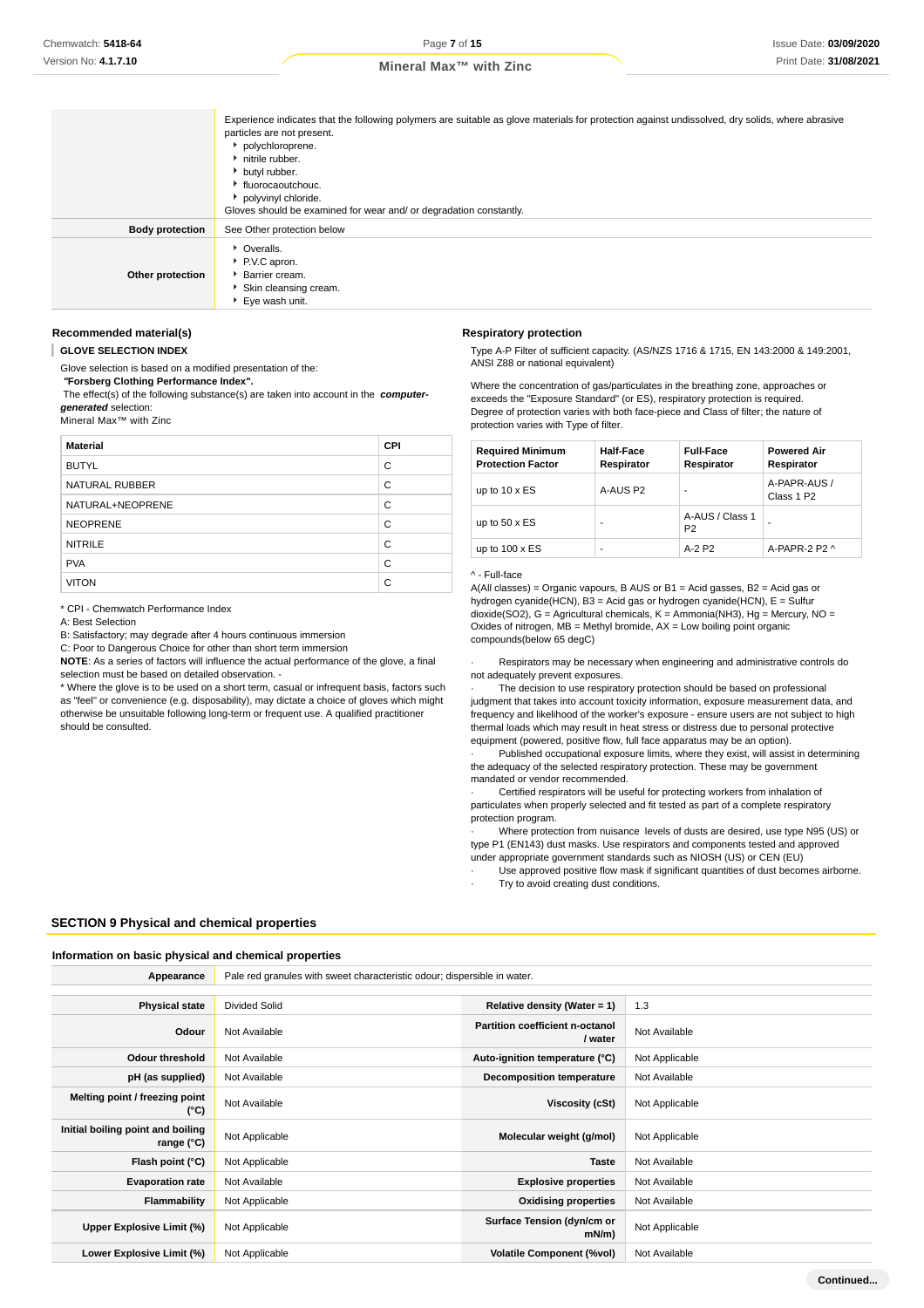| | |
|---|---|
| | Experience indicates that the following polymers are suitable as glove materials for protection against undissolved, dry solids, where abrasive particles are not present.<br>‣ polychloroprene.<br>‣ nitrile rubber.<br>‣ butyl rubber.<br>‣ fluorocaoutchouc.<br>‣ polyvinyl chloride.<br>Gloves should be examined for wear and/ or degradation constantly. |
| **Body protection** | See Other protection below |
| **Other protection** | ‣ Overalls.<br>‣ P.V.C apron.<br>‣ Barrier cream.<br>‣ Skin cleansing cream.<br>‣ Eye wash unit. |

### Recommended material(s)

**GLOVE SELECTION INDEX**

Glove selection is based on a modified presentation of the:

**"Forsberg Clothing Performance Index".**

The effect(s) of the following substance(s) are taken into account in the ***computer-generated*** selection:

Mineral Max™ with Zinc

| Material | CPI |
|---|---|
| BUTYL | C |
| NATURAL RUBBER | C |
| NATURAL+NEOPRENE | C |
| NEOPRENE | C |
| NITRILE | C |
| PVA | C |
| VITON | C |

* CPI - Chemwatch Performance Index

A: Best Selection

B: Satisfactory; may degrade after 4 hours continuous immersion

C: Poor to Dangerous Choice for other than short term immersion

**NOTE**: As a series of factors will influence the actual performance of the glove, a final selection must be based on detailed observation. -

* Where the glove is to be used on a short term, casual or infrequent basis, factors such as "feel" or convenience (e.g. disposability), may dictate a choice of gloves which might otherwise be unsuitable following long-term or frequent use. A qualified practitioner should be consulted.

### Respiratory protection

Type A-P Filter of sufficient capacity. (AS/NZS 1716 & 1715, EN 143:2000 & 149:2001, ANSI Z88 or national equivalent)

Where the concentration of gas/particulates in the breathing zone, approaches or exceeds the "Exposure Standard" (or ES), respiratory protection is required.

Degree of protection varies with both face-piece and Class of filter; the nature of protection varies with Type of filter.

| Required Minimum Protection Factor | Half-Face Respirator | Full-Face Respirator | Powered Air Respirator |
|---|---|---|---|
| up to 10 x ES | A-AUS P2 | - | A-PAPR-AUS / Class 1 P2 |
| up to 50 x ES | - | A-AUS / Class 1 P2 | - |
| up to 100 x ES | - | A-2 P2 | A-PAPR-2 P2 ^ |

^ - Full-face

A(All classes) = Organic vapours, B AUS or B1 = Acid gasses, B2 = Acid gas or hydrogen cyanide(HCN), B3 = Acid gas or hydrogen cyanide(HCN), E = Sulfur dioxide(SO2), G = Agricultural chemicals, K = Ammonia(NH3), Hg = Mercury, NO = Oxides of nitrogen, MB = Methyl bromide, AX = Low boiling point organic compounds(below 65 degC)

· Respirators may be necessary when engineering and administrative controls do not adequately prevent exposures.

· The decision to use respiratory protection should be based on professional judgment that takes into account toxicity information, exposure measurement data, and frequency and likelihood of the worker's exposure - ensure users are not subject to high thermal loads which may result in heat stress or distress due to personal protective equipment (powered, positive flow, full face apparatus may be an option).

· Published occupational exposure limits, where they exist, will assist in determining the adequacy of the selected respiratory protection. These may be government mandated or vendor recommended.

· Certified respirators will be useful for protecting workers from inhalation of particulates when properly selected and fit tested as part of a complete respiratory protection program.

· Where protection from nuisance levels of dusts are desired, use type N95 (US) or type P1 (EN143) dust masks. Use respirators and components tested and approved under appropriate government standards such as NIOSH (US) or CEN (EU)

· Use approved positive flow mask if significant quantities of dust becomes airborne.

· Try to avoid creating dust conditions.

## SECTION 9 Physical and chemical properties

### Information on basic physical and chemical properties

| | | | |
|---|---|---|---|
| **Appearance** | Pale red granules with sweet characteristic odour; dispersible in water. | | |
| **Physical state** | Divided Solid | **Relative density (Water = 1)** | 1.3 |
| **Odour** | Not Available | **Partition coefficient n-octanol / water** | Not Available |
| **Odour threshold** | Not Available | **Auto-ignition temperature (°C)** | Not Applicable |
| **pH (as supplied)** | Not Available | **Decomposition temperature** | Not Available |
| **Melting point / freezing point (°C)** | Not Available | **Viscosity (cSt)** | Not Applicable |
| **Initial boiling point and boiling range (°C)** | Not Applicable | **Molecular weight (g/mol)** | Not Applicable |
| **Flash point (°C)** | Not Applicable | **Taste** | Not Available |
| **Evaporation rate** | Not Available | **Explosive properties** | Not Available |
| **Flammability** | Not Applicable | **Oxidising properties** | Not Available |
| **Upper Explosive Limit (%)** | Not Applicable | **Surface Tension (dyn/cm or mN/m)** | Not Applicable |
| **Lower Explosive Limit (%)** | Not Applicable | **Volatile Component (%vol)** | Not Available |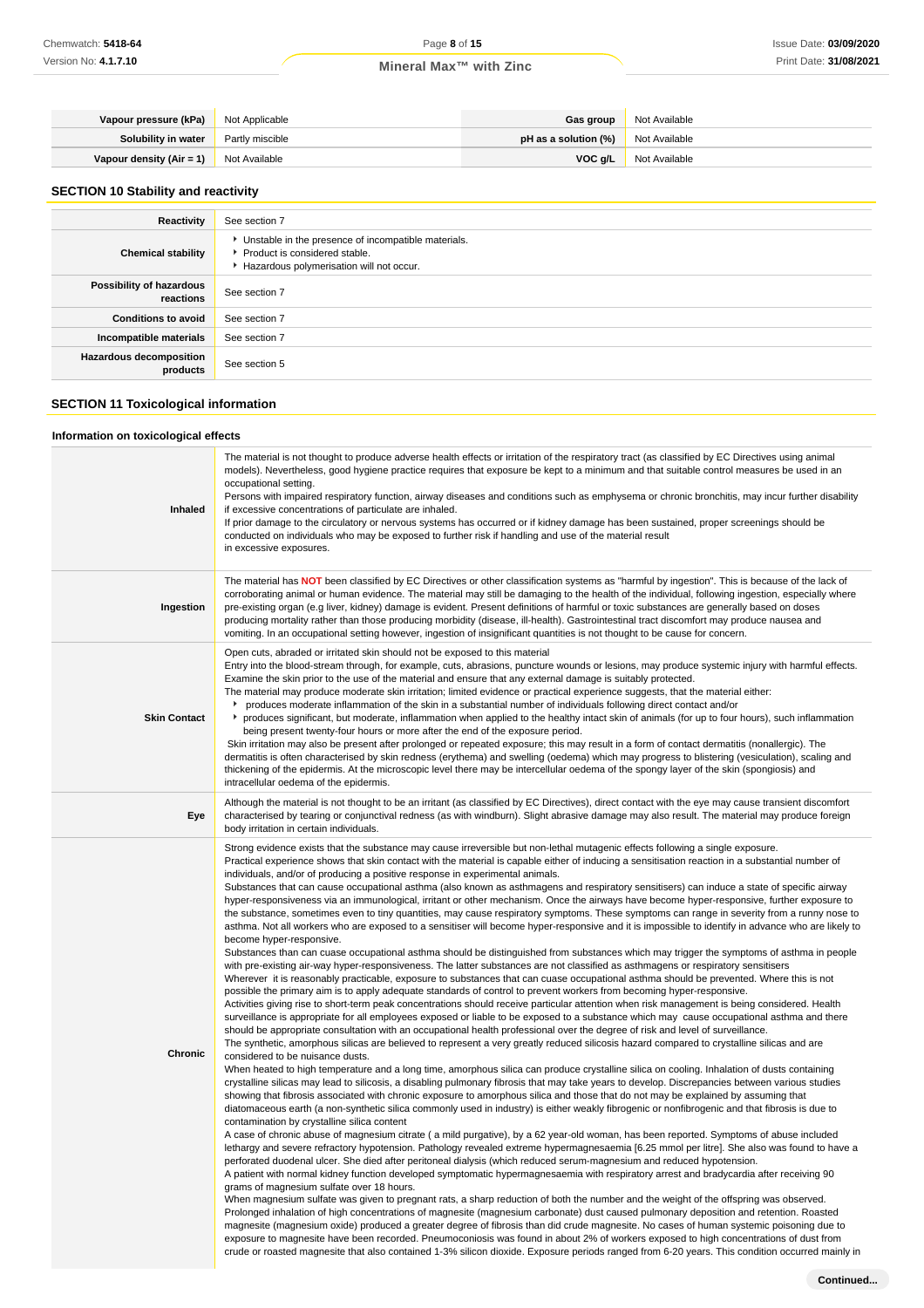| Vapour pressure (kPa) | Not Applicable | Gas group | Not Available |
|---|---|---|---|
| Solubility in water | Partly miscible | pH as a solution (%) | Not Available |
| Vapour density (Air = 1) | Not Available | VOC g/L | Not Available |

## SECTION 10 Stability and reactivity

| | |
|---|---|
| **Reactivity** | See section 7 |
| **Chemical stability** | ▸ Unstable in the presence of incompatible materials.<br>▸ Product is considered stable.<br>▸ Hazardous polymerisation will not occur. |
| **Possibility of hazardous reactions** | See section 7 |
| **Conditions to avoid** | See section 7 |
| **Incompatible materials** | See section 7 |
| **Hazardous decomposition products** | See section 5 |

## SECTION 11 Toxicological information

### Information on toxicological effects

| | |
|---|---|
| **Inhaled** | The material is not thought to produce adverse health effects or irritation of the respiratory tract (as classified by EC Directives using animal models). Nevertheless, good hygiene practice requires that exposure be kept to a minimum and that suitable control measures be used in an occupational setting.<br>Persons with impaired respiratory function, airway diseases and conditions such as emphysema or chronic bronchitis, may incur further disability if excessive concentrations of particulate are inhaled.<br>If prior damage to the circulatory or nervous systems has occurred or if kidney damage has been sustained, proper screenings should be conducted on individuals who may be exposed to further risk if handling and use of the material result<br>in excessive exposures. |
| **Ingestion** | The material has **NOT** been classified by EC Directives or other classification systems as "harmful by ingestion". This is because of the lack of corroborating animal or human evidence. The material may still be damaging to the health of the individual, following ingestion, especially where pre-existing organ (e.g liver, kidney) damage is evident. Present definitions of harmful or toxic substances are generally based on doses producing mortality rather than those producing morbidity (disease, ill-health). Gastrointestinal tract discomfort may produce nausea and vomiting. In an occupational setting however, ingestion of insignificant quantities is not thought to be cause for concern. |
| **Skin Contact** | Open cuts, abraded or irritated skin should not be exposed to this material<br>Entry into the blood-stream through, for example, cuts, abrasions, puncture wounds or lesions, may produce systemic injury with harmful effects. Examine the skin prior to the use of the material and ensure that any external damage is suitably protected.<br>The material may produce moderate skin irritation; limited evidence or practical experience suggests, that the material either:<br>▸ produces moderate inflammation of the skin in a substantial number of individuals following direct contact and/or<br>▸ produces significant, but moderate, inflammation when applied to the healthy intact skin of animals (for up to four hours), such inflammation being present twenty-four hours or more after the end of the exposure period.<br>Skin irritation may also be present after prolonged or repeated exposure; this may result in a form of contact dermatitis (nonallergic). The dermatitis is often characterised by skin redness (erythema) and swelling (oedema) which may progress to blistering (vesiculation), scaling and thickening of the epidermis. At the microscopic level there may be intercellular oedema of the spongy layer of the skin (spongiosis) and intracellular oedema of the epidermis. |
| **Eye** | Although the material is not thought to be an irritant (as classified by EC Directives), direct contact with the eye may cause transient discomfort characterised by tearing or conjunctival redness (as with windburn). Slight abrasive damage may also result. The material may produce foreign body irritation in certain individuals. |
| **Chronic** | Strong evidence exists that the substance may cause irreversible but non-lethal mutagenic effects following a single exposure.<br>Practical experience shows that skin contact with the material is capable either of inducing a sensitisation reaction in a substantial number of individuals, and/or of producing a positive response in experimental animals.<br>Substances that can cause occupational asthma (also known as asthmagens and respiratory sensitisers) can induce a state of specific airway hyper-responsiveness via an immunological, irritant or other mechanism. Once the airways have become hyper-responsive, further exposure to the substance, sometimes even to tiny quantities, may cause respiratory symptoms. These symptoms can range in severity from a runny nose to asthma. Not all workers who are exposed to a sensitiser will become hyper-responsive and it is impossible to identify in advance who are likely to become hyper-responsive.<br>Substances than can cuase occupational asthma should be distinguished from substances which may trigger the symptoms of asthma in people with pre-existing air-way hyper-responsiveness. The latter substances are not classified as asthmagens or respiratory sensitisers<br>Wherever it is reasonably practicable, exposure to substances that can cuase occupational asthma should be prevented. Where this is not possible the primary aim is to apply adequate standards of control to prevent workers from becoming hyper-responsive.<br>Activities giving rise to short-term peak concentrations should receive particular attention when risk management is being considered. Health surveillance is appropriate for all employees exposed or liable to be exposed to a substance which may cause occupational asthma and there should be appropriate consultation with an occupational health professional over the degree of risk and level of surveillance.<br>The synthetic, amorphous silicas are believed to represent a very greatly reduced silicosis hazard compared to crystalline silicas and are considered to be nuisance dusts.<br>When heated to high temperature and a long time, amorphous silica can produce crystalline silica on cooling. Inhalation of dusts containing crystalline silicas may lead to silicosis, a disabling pulmonary fibrosis that may take years to develop. Discrepancies between various studies showing that fibrosis associated with chronic exposure to amorphous silica and those that do not may be explained by assuming that diatomaceous earth (a non-synthetic silica commonly used in industry) is either weakly fibrogenic or nonfibrogenic and that fibrosis is due to contamination by crystalline silica content<br>A case of chronic abuse of magnesium citrate ( a mild purgative), by a 62 year-old woman, has been reported. Symptoms of abuse included lethargy and severe refractory hypotension. Pathology revealed extreme hypermagnesaemia [6.25 mmol per litre]. She also was found to have a perforated duodenal ulcer. She died after peritoneal dialysis (which reduced serum-magnesium and reduced hypotension.<br>A patient with normal kidney function developed symptomatic hypermagnesaemia with respiratory arrest and bradycardia after receiving 90 grams of magnesium sulfate over 18 hours.<br>When magnesium sulfate was given to pregnant rats, a sharp reduction of both the number and the weight of the offspring was observed.<br>Prolonged inhalation of high concentrations of magnesite (magnesium carbonate) dust caused pulmonary deposition and retention. Roasted magnesite (magnesium oxide) produced a greater degree of fibrosis than did crude magnesite. No cases of human systemic poisoning due to exposure to magnesite have been recorded. Pneumoconiosis was found in about 2% of workers exposed to high concentrations of dust from crude or roasted magnesite that also contained 1-3% silicon dioxide. Exposure periods ranged from 6-20 years. This condition occurred mainly in |

Continued...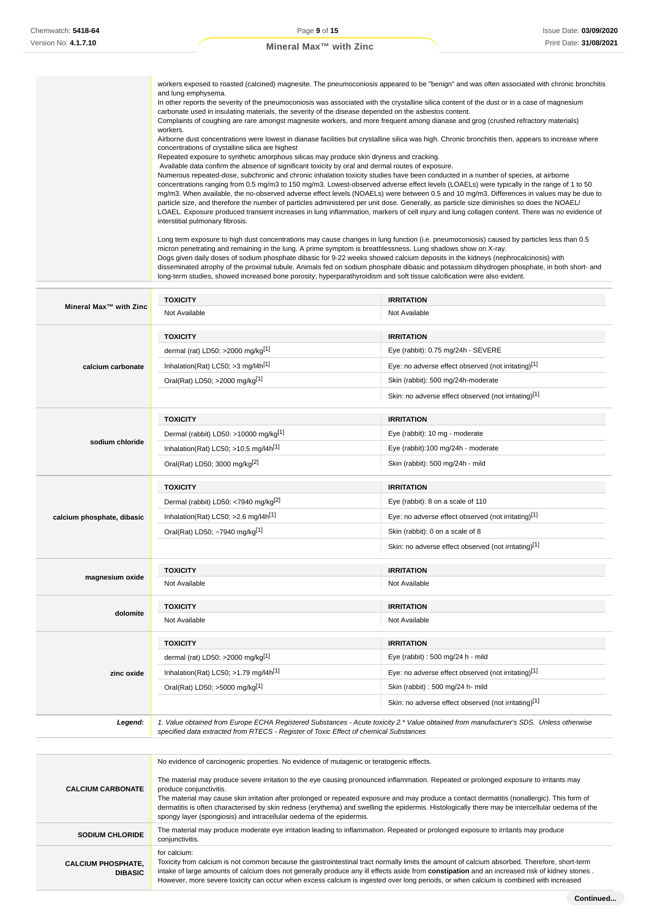| | |
|---|---|
| | workers exposed to roasted (calcined) magnesite. The pneumoconiosis appeared to be "benign" and was often associated with chronic bronchitis and lung emphysema.<br>In other reports the severity of the pneumoconiosis was associated with the crystalline silica content of the dust or in a case of magnesium carbonate used in insulating materials, the severity of the disease depended on the asbestos content.<br>Complaints of coughing are rare amongst magnesite workers, and more frequent among dianase and grog (crushed refractory materials) workers.<br>Airborne dust concentrations were lowest in dianase facilities but crystalline silica was high. Chronic bronchitis then, appears to increase where concentrations of crystalline silica are highest<br>Repeated exposure to synthetic amorphous silicas may produce skin dryness and cracking.<br>Available data confirm the absence of significant toxicity by oral and dermal routes of exposure.<br>Numerous repeated-dose, subchronic and chronic inhalation toxicity studies have been conducted in a number of species, at airborne concentrations ranging from 0.5 mg/m3 to 150 mg/m3. Lowest-observed adverse effect levels (LOAELs) were typically in the range of 1 to 50 mg/m3. When available, the no-observed adverse effect levels (NOAELs) were between 0.5 and 10 mg/m3. Differences in values may be due to particle size, and therefore the number of particles administered per unit dose. Generally, as particle size diminishes so does the NOAEL/ LOAEL. Exposure produced transient increases in lung inflammation, markers of cell injury and lung collagen content. There was no evidence of interstitial pulmonary fibrosis.<br><br>Long term exposure to high dust concentrations may cause changes in lung function (i.e. pneumoconiosis) caused by particles less than 0.5 micron penetrating and remaining in the lung. A prime symptom is breathlessness. Lung shadows show on X-ray.<br>Dogs given daily doses of sodium phosphate dibasic for 9-22 weeks showed calcium deposits in the kidneys (nephrocalcinosis) with disseminated atrophy of the proximal tubule. Animals fed on sodium phosphate dibasic and potassium dihydrogen phosphate, in both short- and long-term studies, showed increased bone porosity; hyperparathyroidism and soft tissue calcification were also evident. |

| | TOXICITY | IRRITATION |
|---|---|---|
| **Mineral Max™ with Zinc** | Not Available | Not Available |

| | TOXICITY | IRRITATION |
|---|---|---|
| **calcium carbonate** | dermal (rat) LD50: >2000 mg/kg[1] | Eye (rabbit): 0.75 mg/24h - SEVERE |
| | Inhalation(Rat) LC50; >3 mg/l4h[1] | Eye: no adverse effect observed (not irritating)[1] |
| | Oral(Rat) LD50; >2000 mg/kg[1] | Skin (rabbit): 500 mg/24h-moderate |
| | | Skin: no adverse effect observed (not irritating)[1] |

| | TOXICITY | IRRITATION |
|---|---|---|
| **sodium chloride** | Dermal (rabbit) LD50: >10000 mg/kg[1] | Eye (rabbit): 10 mg - moderate |
| | Inhalation(Rat) LC50; >10.5 mg/l4h[1] | Eye (rabbit):100 mg/24h - moderate |
| | Oral(Rat) LD50; 3000 mg/kg[2] | Skin (rabbit): 500 mg/24h - mild |

| | TOXICITY | IRRITATION |
|---|---|---|
| **calcium phosphate, dibasic** | Dermal (rabbit) LD50: <7940 mg/kg[2] | Eye (rabbit): 8 on a scale of 110 |
| | Inhalation(Rat) LC50; >2.6 mg/l4h[1] | Eye: no adverse effect observed (not irritating)[1] |
| | Oral(Rat) LD50; ~7940 mg/kg[1] | Skin (rabbit): 0 on a scale of 8 |
| | | Skin: no adverse effect observed (not irritating)[1] |

| | TOXICITY | IRRITATION |
|---|---|---|
| **magnesium oxide** | Not Available | Not Available |

| | TOXICITY | IRRITATION |
|---|---|---|
| **dolomite** | Not Available | Not Available |

| | TOXICITY | IRRITATION |
|---|---|---|
| **zinc oxide** | dermal (rat) LD50: >2000 mg/kg[1] | Eye (rabbit) : 500 mg/24 h - mild |
| | Inhalation(Rat) LC50; >1.79 mg/l4h[1] | Eye: no adverse effect observed (not irritating)[1] |
| | Oral(Rat) LD50; >5000 mg/kg[1] | Skin (rabbit) : 500 mg/24 h- mild |
| | | Skin: no adverse effect observed (not irritating)[1] |

| | |
|---|---|
| ***Legend:*** | *1. Value obtained from Europe ECHA Registered Substances - Acute toxicity 2.\* Value obtained from manufacturer's SDS. Unless otherwise specified data extracted from RTECS - Register of Toxic Effect of chemical Substances* |

| | |
|---|---|
| **CALCIUM CARBONATE** | No evidence of carcinogenic properties. No evidence of mutagenic or teratogenic effects.<br><br>The material may produce severe irritation to the eye causing pronounced inflammation. Repeated or prolonged exposure to irritants may produce conjunctivitis.<br>The material may cause skin irritation after prolonged or repeated exposure and may produce a contact dermatitis (nonallergic). This form of dermatitis is often characterised by skin redness (erythema) and swelling the epidermis. Histologically there may be intercellular oedema of the spongy layer (spongiosis) and intracellular oedema of the epidermis. |
| **SODIUM CHLORIDE** | The material may produce moderate eye irritation leading to inflammation. Repeated or prolonged exposure to irritants may produce conjunctivitis. |
| **CALCIUM PHOSPHATE, DIBASIC** | for calcium:<br>Toxicity from calcium is not common because the gastrointestinal tract normally limits the amount of calcium absorbed. Therefore, short-term intake of large amounts of calcium does not generally produce any ill effects aside from **constipation** and an increased risk of kidney stones . However, more severe toxicity can occur when excess calcium is ingested over long periods, or when calcium is combined with increased |

Continued...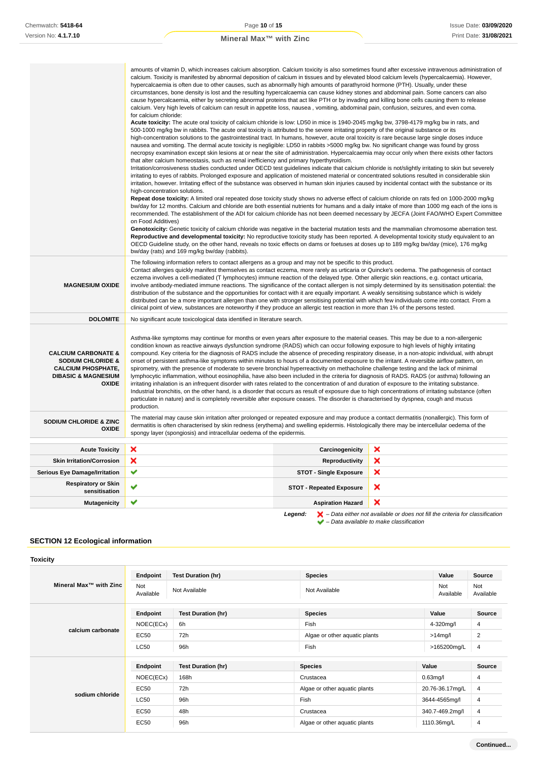| | |
|---|---|
| | amounts of vitamin D, which increases calcium absorption. Calcium toxicity is also sometimes found after excessive intravenous administration of calcium. Toxicity is manifested by abnormal deposition of calcium in tissues and by elevated blood calcium levels (hypercalcaemia). However, hypercalcaemia is often due to other causes, such as abnormally high amounts of parathyroid hormone (PTH). Usually, under these circumstances, bone density is lost and the resulting hypercalcaemia can cause kidney stones and abdominal pain. Some cancers can also cause hypercalcaemia, either by secreting abnormal proteins that act like PTH or by invading and killing bone cells causing them to release calcium. Very high levels of calcium can result in appetite loss, nausea , vomiting, abdominal pain, confusion, seizures, and even coma.<br>for calcium chloride:<br>**Acute toxicity:** The acute oral toxicity of calcium chloride is low: LD50 in mice is 1940-2045 mg/kg bw, 3798-4179 mg/kg bw in rats, and 500-1000 mg/kg bw in rabbits. The acute oral toxicity is attributed to the severe irritating property of the original substance or its high-concentration solutions to the gastrointestinal tract. In humans, however, acute oral toxicity is rare because large single doses induce nausea and vomiting. The dermal acute toxicity is negligible: LD50 in rabbits >5000 mg/kg bw. No significant change was found by gross necropsy examination except skin lesions at or near the site of administration. Hypercalcaemia may occur only when there exists other factors that alter calcium homeostasis, such as renal inefficiency and primary hyperthyroidism.<br>Irritation/corrosiveness studies conducted under OECD test guidelines indicate that calcium chloride is not/slightly irritating to skin but severely irritating to eyes of rabbits. Prolonged exposure and application of moistened material or concentrated solutions resulted in considerable skin irritation, however. Irritating effect of the substance was observed in human skin injuries caused by incidental contact with the substance or its high-concentration solutions.<br>**Repeat dose toxicity:** A limited oral repeated dose toxicity study shows no adverse effect of calcium chloride on rats fed on 1000-2000 mg/kg bw/day for 12 months. Calcium and chloride are both essential nutrients for humans and a daily intake of more than 1000 mg each of the ions is recommended. The establishment of the ADI for calcium chloride has not been deemed necessary by JECFA (Joint FAO/WHO Expert Committee on Food Additives)<br>**Genotoxicity:** Genetic toxicity of calcium chloride was negative in the bacterial mutation tests and the mammalian chromosome aberration test.<br>**Reproductive and developmental toxicity:** No reproductive toxicity study has been reported. A developmental toxicity study equivalent to an OECD Guideline study, on the other hand, reveals no toxic effects on dams or foetuses at doses up to 189 mg/kg bw/day (mice), 176 mg/kg bw/day (rats) and 169 mg/kg bw/day (rabbits). |
| **MAGNESIUM OXIDE** | The following information refers to contact allergens as a group and may not be specific to this product.<br>Contact allergies quickly manifest themselves as contact eczema, more rarely as urticaria or Quincke's oedema. The pathogenesis of contact eczema involves a cell-mediated (T lymphocytes) immune reaction of the delayed type. Other allergic skin reactions, e.g. contact urticaria, involve antibody-mediated immune reactions. The significance of the contact allergen is not simply determined by its sensitisation potential: the distribution of the substance and the opportunities for contact with it are equally important. A weakly sensitising substance which is widely distributed can be a more important allergen than one with stronger sensitising potential with which few individuals come into contact. From a clinical point of view, substances are noteworthy if they produce an allergic test reaction in more than 1% of the persons tested. |
| **DOLOMITE** | No significant acute toxicological data identified in literature search. |
| **CALCIUM CARBONATE & SODIUM CHLORIDE & CALCIUM PHOSPHATE, DIBASIC & MAGNESIUM OXIDE** | Asthma-like symptoms may continue for months or even years after exposure to the material ceases. This may be due to a non-allergenic condition known as reactive airways dysfunction syndrome (RADS) which can occur following exposure to high levels of highly irritating compound. Key criteria for the diagnosis of RADS include the absence of preceding respiratory disease, in a non-atopic individual, with abrupt onset of persistent asthma-like symptoms within minutes to hours of a documented exposure to the irritant. A reversible airflow pattern, on spirometry, with the presence of moderate to severe bronchial hyperreactivity on methacholine challenge testing and the lack of minimal lymphocytic inflammation, without eosinophilia, have also been included in the criteria for diagnosis of RADS. RADS (or asthma) following an irritating inhalation is an infrequent disorder with rates related to the concentration of and duration of exposure to the irritating substance. Industrial bronchitis, on the other hand, is a disorder that occurs as result of exposure due to high concentrations of irritating substance (often particulate in nature) and is completely reversible after exposure ceases. The disorder is characterised by dyspnea, cough and mucus production. |
| **SODIUM CHLORIDE & ZINC OXIDE** | The material may cause skin irritation after prolonged or repeated exposure and may produce a contact dermatitis (nonallergic). This form of dermatitis is often characterised by skin redness (erythema) and swelling epidermis. Histologically there may be intercellular oedema of the spongy layer (spongiosis) and intracellular oedema of the epidermis. |

| | | | |
|---|---|---|---|
| **Acute Toxicity** | ✘ | **Carcinogenicity** | ✘ |
| **Skin Irritation/Corrosion** | ✘ | **Reproductivity** | ✘ |
| **Serious Eye Damage/Irritation** | ✔ | **STOT - Single Exposure** | ✘ |
| **Respiratory or Skin sensitisation** | ✔ | **STOT - Repeated Exposure** | ✘ |
| **Mutagenicity** | ✔ | **Aspiration Hazard** | ✘ |

***Legend:*** ✘ *– Data either not available or does not fill the criteria for classification*
✔ *– Data available to make classification*

## SECTION 12 Ecological information

### Toxicity

| | Endpoint | Test Duration (hr) | Species | Value | Source |
|---|---|---|---|---|---|
| **Mineral Max™ with Zinc** | Not Available | Not Available | Not Available | Not Available | Not Available |
| **calcium carbonate** | **Endpoint** | **Test Duration (hr)** | **Species** | **Value** | **Source** |
| | NOEC(ECx) | 6h | Fish | 4-320mg/l | 4 |
| | EC50 | 72h | Algae or other aquatic plants | >14mg/l | 2 |
| | LC50 | 96h | Fish | >165200mg/L | 4 |
| **sodium chloride** | **Endpoint** | **Test Duration (hr)** | **Species** | **Value** | **Source** |
| | NOEC(ECx) | 168h | Crustacea | 0.63mg/l | 4 |
| | EC50 | 72h | Algae or other aquatic plants | 20.76-36.17mg/L | 4 |
| | LC50 | 96h | Fish | 3644-4565mg/l | 4 |
| | EC50 | 48h | Crustacea | 340.7-469.2mg/l | 4 |
| | EC50 | 96h | Algae or other aquatic plants | 1110.36mg/L | 4 |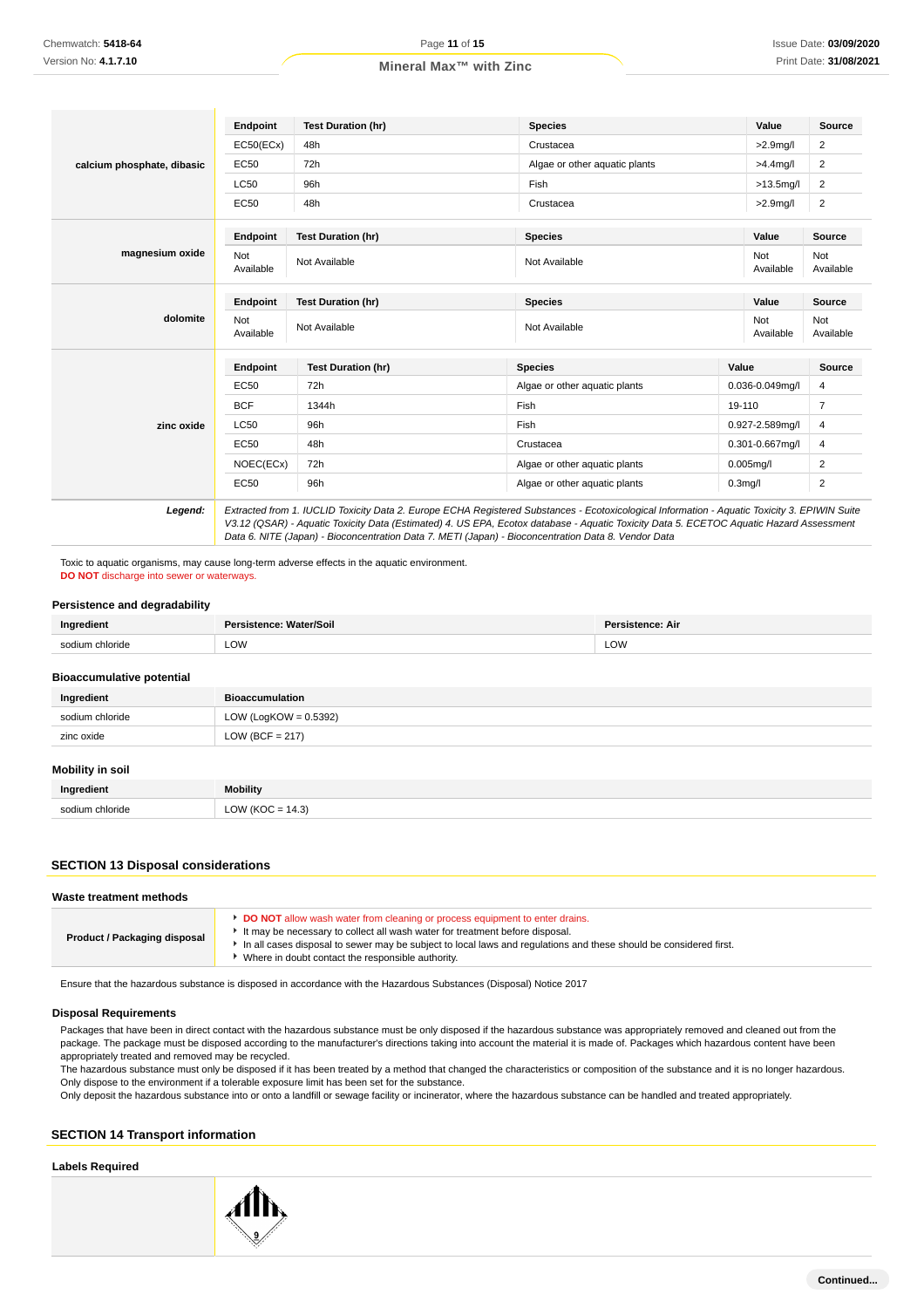| | Endpoint | Test Duration (hr) | Species | Value | Source |
|---|---|---|---|---|---|
| **calcium phosphate, dibasic** | EC50(ECx) | 48h | Crustacea | >2.9mg/l | 2 |
| | EC50 | 72h | Algae or other aquatic plants | >4.4mg/l | 2 |
| | LC50 | 96h | Fish | >13.5mg/l | 2 |
| | EC50 | 48h | Crustacea | >2.9mg/l | 2 |

| | Endpoint | Test Duration (hr) | Species | Value | Source |
|---|---|---|---|---|---|
| **magnesium oxide** | Not Available | Not Available | Not Available | Not Available | Not Available |

| | Endpoint | Test Duration (hr) | Species | Value | Source |
|---|---|---|---|---|---|
| **dolomite** | Not Available | Not Available | Not Available | Not Available | Not Available |

| | Endpoint | Test Duration (hr) | Species | Value | Source |
|---|---|---|---|---|---|
| **zinc oxide** | EC50 | 72h | Algae or other aquatic plants | 0.036-0.049mg/l | 4 |
| | BCF | 1344h | Fish | 19-110 | 7 |
| | LC50 | 96h | Fish | 0.927-2.589mg/l | 4 |
| | EC50 | 48h | Crustacea | 0.301-0.667mg/l | 4 |
| | NOEC(ECx) | 72h | Algae or other aquatic plants | 0.005mg/l | 2 |
| | EC50 | 96h | Algae or other aquatic plants | 0.3mg/l | 2 |

***Legend:*** *Extracted from 1. IUCLID Toxicity Data 2. Europe ECHA Registered Substances - Ecotoxicological Information - Aquatic Toxicity 3. EPIWIN Suite V3.12 (QSAR) - Aquatic Toxicity Data (Estimated) 4. US EPA, Ecotox database - Aquatic Toxicity Data 5. ECETOC Aquatic Hazard Assessment Data 6. NITE (Japan) - Bioconcentration Data 7. METI (Japan) - Bioconcentration Data 8. Vendor Data*

Toxic to aquatic organisms, may cause long-term adverse effects in the aquatic environment.
**DO NOT** discharge into sewer or waterways.

### Persistence and degradability

| Ingredient | Persistence: Water/Soil | Persistence: Air |
|---|---|---|
| sodium chloride | LOW | LOW |

### Bioaccumulative potential

| Ingredient | Bioaccumulation |
|---|---|
| sodium chloride | LOW (LogKOW = 0.5392) |
| zinc oxide | LOW (BCF = 217) |

### Mobility in soil

| Ingredient | Mobility |
|---|---|
| sodium chloride | LOW (KOC = 14.3) |

## SECTION 13 Disposal considerations

### Waste treatment methods

| | |
|---|---|
| **Product / Packaging disposal** | ▸ **DO NOT** allow wash water from cleaning or process equipment to enter drains.<br>▸ It may be necessary to collect all wash water for treatment before disposal.<br>▸ In all cases disposal to sewer may be subject to local laws and regulations and these should be considered first.<br>▸ Where in doubt contact the responsible authority. |

Ensure that the hazardous substance is disposed in accordance with the Hazardous Substances (Disposal) Notice 2017

### Disposal Requirements

Packages that have been in direct contact with the hazardous substance must be only disposed if the hazardous substance was appropriately removed and cleaned out from the package. The package must be disposed according to the manufacturer's directions taking into account the material it is made of. Packages which hazardous content have been appropriately treated and removed may be recycled.
The hazardous substance must only be disposed if it has been treated by a method that changed the characteristics or composition of the substance and it is no longer hazardous.
Only dispose to the environment if a tolerable exposure limit has been set for the substance.
Only deposit the hazardous substance into or onto a landfill or sewage facility or incinerator, where the hazardous substance can be handled and treated appropriately.

## SECTION 14 Transport information

### Labels Required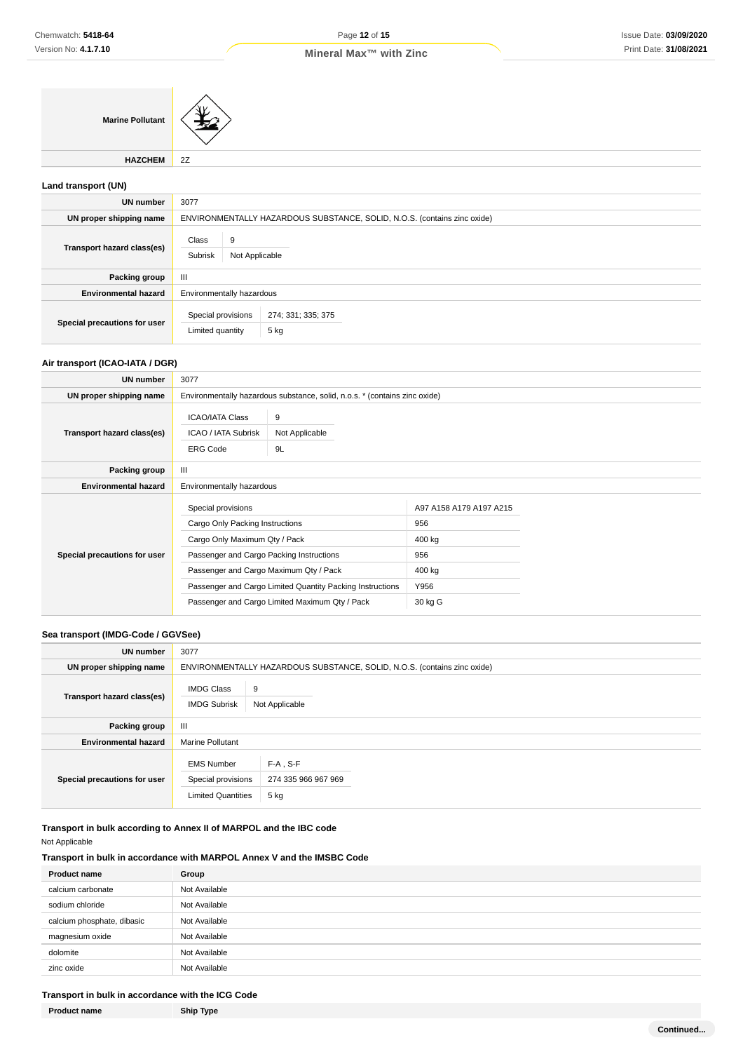| | |
|---|---|
| **Marine Pollutant** | |
| **HAZCHEM** | 2Z |

### Land transport (UN)

| | |
|---|---|
| **UN number** | 3077 |
| **UN proper shipping name** | ENVIRONMENTALLY HAZARDOUS SUBSTANCE, SOLID, N.O.S. (contains zinc oxide) |
| **Transport hazard class(es)** | Class: 9<br>Subrisk: Not Applicable |
| **Packing group** | III |
| **Environmental hazard** | Environmentally hazardous |
| **Special precautions for user** | Special provisions: 274; 331; 335; 375<br>Limited quantity: 5 kg |

### Air transport (ICAO-IATA / DGR)

| | |
|---|---|
| **UN number** | 3077 |
| **UN proper shipping name** | Environmentally hazardous substance, solid, n.o.s. * (contains zinc oxide) |
| **Transport hazard class(es)** | ICAO/IATA Class: 9<br>ICAO / IATA Subrisk: Not Applicable<br>ERG Code: 9L |
| **Packing group** | III |
| **Environmental hazard** | Environmentally hazardous |
| **Special precautions for user** | Special provisions: A97 A158 A179 A197 A215<br>Cargo Only Packing Instructions: 956<br>Cargo Only Maximum Qty / Pack: 400 kg<br>Passenger and Cargo Packing Instructions: 956<br>Passenger and Cargo Maximum Qty / Pack: 400 kg<br>Passenger and Cargo Limited Quantity Packing Instructions: Y956<br>Passenger and Cargo Limited Maximum Qty / Pack: 30 kg G |

### Sea transport (IMDG-Code / GGVSee)

| | |
|---|---|
| **UN number** | 3077 |
| **UN proper shipping name** | ENVIRONMENTALLY HAZARDOUS SUBSTANCE, SOLID, N.O.S. (contains zinc oxide) |
| **Transport hazard class(es)** | IMDG Class: 9<br>IMDG Subrisk: Not Applicable |
| **Packing group** | III |
| **Environmental hazard** | Marine Pollutant |
| **Special precautions for user** | EMS Number: F-A , S-F<br>Special provisions: 274 335 966 967 969<br>Limited Quantities: 5 kg |

### Transport in bulk according to Annex II of MARPOL and the IBC code

Not Applicable

### Transport in bulk in accordance with MARPOL Annex V and the IMSBC Code

| Product name | Group |
|---|---|
| calcium carbonate | Not Available |
| sodium chloride | Not Available |
| calcium phosphate, dibasic | Not Available |
| magnesium oxide | Not Available |
| dolomite | Not Available |
| zinc oxide | Not Available |

### Transport in bulk in accordance with the ICG Code

| Product name | Ship Type |
|---|---|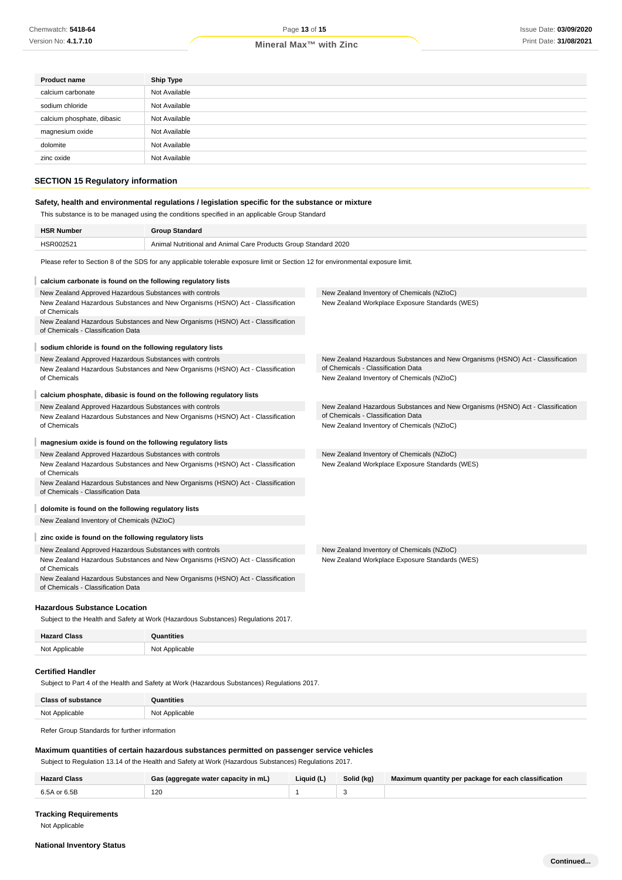| Product name | Ship Type |
|---|---|
| calcium carbonate | Not Available |
| sodium chloride | Not Available |
| calcium phosphate, dibasic | Not Available |
| magnesium oxide | Not Available |
| dolomite | Not Available |
| zinc oxide | Not Available |

## SECTION 15 Regulatory information

### Safety, health and environmental regulations / legislation specific for the substance or mixture

This substance is to be managed using the conditions specified in an applicable Group Standard

| HSR Number | Group Standard |
|---|---|
| HSR002521 | Animal Nutritional and Animal Care Products Group Standard 2020 |

Please refer to Section 8 of the SDS for any applicable tolerable exposure limit or Section 12 for environmental exposure limit.

**calcium carbonate is found on the following regulatory lists**

- New Zealand Approved Hazardous Substances with controls
- New Zealand Hazardous Substances and New Organisms (HSNO) Act - Classification of Chemicals
- New Zealand Hazardous Substances and New Organisms (HSNO) Act - Classification of Chemicals - Classification Data
- New Zealand Inventory of Chemicals (NZIoC)
- New Zealand Workplace Exposure Standards (WES)

**sodium chloride is found on the following regulatory lists**

- New Zealand Approved Hazardous Substances with controls
- New Zealand Hazardous Substances and New Organisms (HSNO) Act - Classification of Chemicals
- New Zealand Hazardous Substances and New Organisms (HSNO) Act - Classification of Chemicals - Classification Data
- New Zealand Inventory of Chemicals (NZIoC)

**calcium phosphate, dibasic is found on the following regulatory lists**

- New Zealand Approved Hazardous Substances with controls
- New Zealand Hazardous Substances and New Organisms (HSNO) Act - Classification of Chemicals
- New Zealand Hazardous Substances and New Organisms (HSNO) Act - Classification of Chemicals - Classification Data
- New Zealand Inventory of Chemicals (NZIoC)

**magnesium oxide is found on the following regulatory lists**

- New Zealand Approved Hazardous Substances with controls
- New Zealand Hazardous Substances and New Organisms (HSNO) Act - Classification of Chemicals
- New Zealand Hazardous Substances and New Organisms (HSNO) Act - Classification of Chemicals - Classification Data
- New Zealand Inventory of Chemicals (NZIoC)
- New Zealand Workplace Exposure Standards (WES)

**dolomite is found on the following regulatory lists**

- New Zealand Inventory of Chemicals (NZIoC)

**zinc oxide is found on the following regulatory lists**

- New Zealand Approved Hazardous Substances with controls
- New Zealand Hazardous Substances and New Organisms (HSNO) Act - Classification of Chemicals
- New Zealand Hazardous Substances and New Organisms (HSNO) Act - Classification of Chemicals - Classification Data
- New Zealand Inventory of Chemicals (NZIoC)
- New Zealand Workplace Exposure Standards (WES)

### Hazardous Substance Location

Subject to the Health and Safety at Work (Hazardous Substances) Regulations 2017.

| Hazard Class | Quantities |
|---|---|
| Not Applicable | Not Applicable |

### Certified Handler

Subject to Part 4 of the Health and Safety at Work (Hazardous Substances) Regulations 2017.

| Class of substance | Quantities |
|---|---|
| Not Applicable | Not Applicable |

Refer Group Standards for further information

### Maximum quantities of certain hazardous substances permitted on passenger service vehicles

Subject to Regulation 13.14 of the Health and Safety at Work (Hazardous Substances) Regulations 2017.

| Hazard Class | Gas (aggregate water capacity in mL) | Liquid (L) | Solid (kg) | Maximum quantity per package for each classification |
|---|---|---|---|---|
| 6.5A or 6.5B | 120 | 1 | 3 | |

### Tracking Requirements

Not Applicable

### National Inventory Status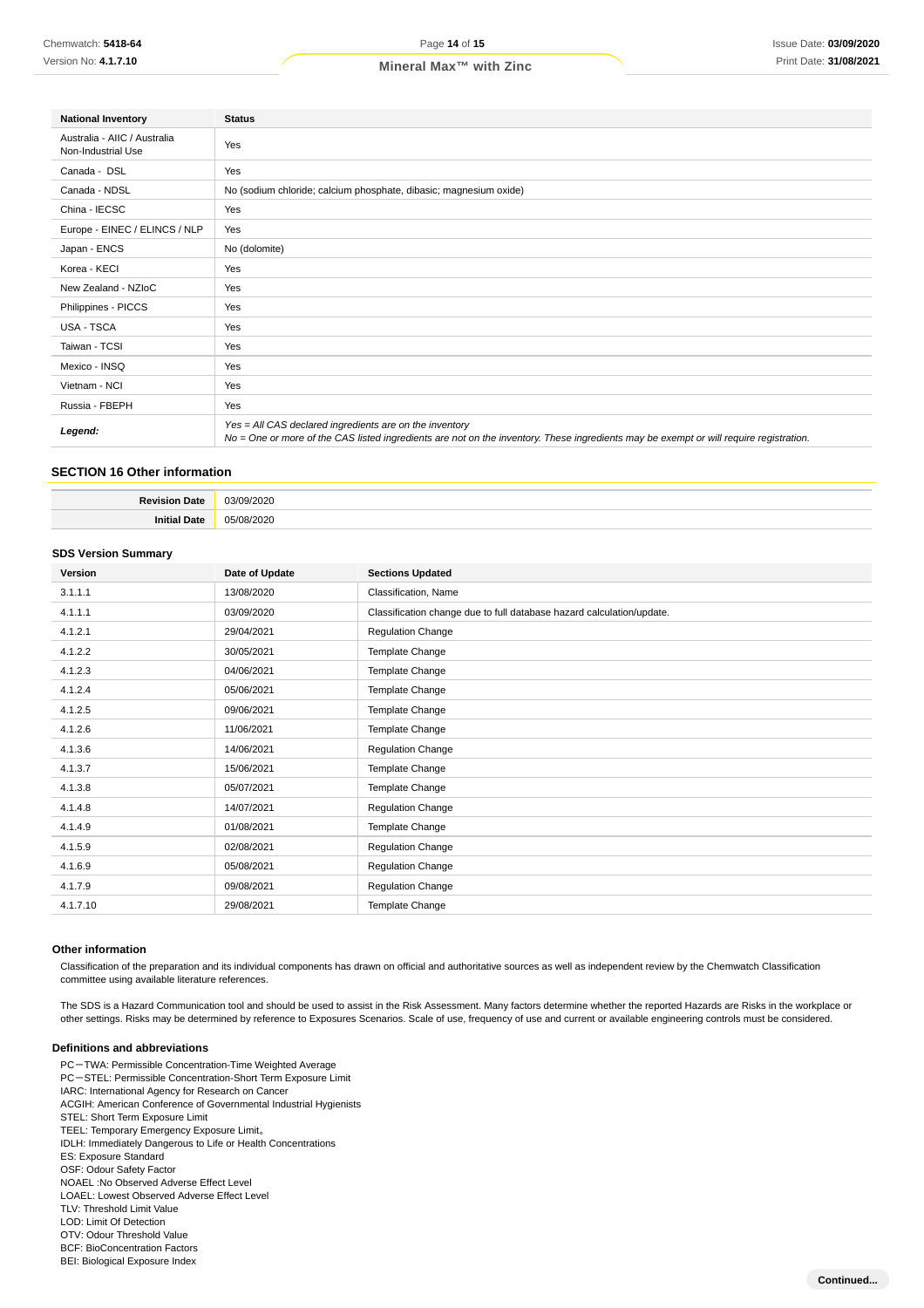| National Inventory | Status |
|---|---|
| Australia - AIIC / Australia Non-Industrial Use | Yes |
| Canada - DSL | Yes |
| Canada - NDSL | No (sodium chloride; calcium phosphate, dibasic; magnesium oxide) |
| China - IECSC | Yes |
| Europe - EINEC / ELINCS / NLP | Yes |
| Japan - ENCS | No (dolomite) |
| Korea - KECI | Yes |
| New Zealand - NZIoC | Yes |
| Philippines - PICCS | Yes |
| USA - TSCA | Yes |
| Taiwan - TCSI | Yes |
| Mexico - INSQ | Yes |
| Vietnam - NCI | Yes |
| Russia - FBEPH | Yes |
| ***Legend:*** | *Yes = All CAS declared ingredients are on the inventory*<br>*No = One or more of the CAS listed ingredients are not on the inventory. These ingredients may be exempt or will require registration.* |

## SECTION 16 Other information

| | |
|---|---|
| **Revision Date** | 03/09/2020 |
| **Initial Date** | 05/08/2020 |

### SDS Version Summary

| Version | Date of Update | Sections Updated |
|---|---|---|
| 3.1.1.1 | 13/08/2020 | Classification, Name |
| 4.1.1.1 | 03/09/2020 | Classification change due to full database hazard calculation/update. |
| 4.1.2.1 | 29/04/2021 | Regulation Change |
| 4.1.2.2 | 30/05/2021 | Template Change |
| 4.1.2.3 | 04/06/2021 | Template Change |
| 4.1.2.4 | 05/06/2021 | Template Change |
| 4.1.2.5 | 09/06/2021 | Template Change |
| 4.1.2.6 | 11/06/2021 | Template Change |
| 4.1.3.6 | 14/06/2021 | Regulation Change |
| 4.1.3.7 | 15/06/2021 | Template Change |
| 4.1.3.8 | 05/07/2021 | Template Change |
| 4.1.4.8 | 14/07/2021 | Regulation Change |
| 4.1.4.9 | 01/08/2021 | Template Change |
| 4.1.5.9 | 02/08/2021 | Regulation Change |
| 4.1.6.9 | 05/08/2021 | Regulation Change |
| 4.1.7.9 | 09/08/2021 | Regulation Change |
| 4.1.7.10 | 29/08/2021 | Template Change |

### Other information

Classification of the preparation and its individual components has drawn on official and authoritative sources as well as independent review by the Chemwatch Classification committee using available literature references.

The SDS is a Hazard Communication tool and should be used to assist in the Risk Assessment. Many factors determine whether the reported Hazards are Risks in the workplace or other settings. Risks may be determined by reference to Exposures Scenarios. Scale of use, frequency of use and current or available engineering controls must be considered.

### Definitions and abbreviations

PC－TWA: Permissible Concentration-Time Weighted Average
PC－STEL: Permissible Concentration-Short Term Exposure Limit
IARC: International Agency for Research on Cancer
ACGIH: American Conference of Governmental Industrial Hygienists
STEL: Short Term Exposure Limit
TEEL: Temporary Emergency Exposure Limit。
IDLH: Immediately Dangerous to Life or Health Concentrations
ES: Exposure Standard
OSF: Odour Safety Factor
NOAEL :No Observed Adverse Effect Level
LOAEL: Lowest Observed Adverse Effect Level
TLV: Threshold Limit Value
LOD: Limit Of Detection
OTV: Odour Threshold Value
BCF: BioConcentration Factors
BEI: Biological Exposure Index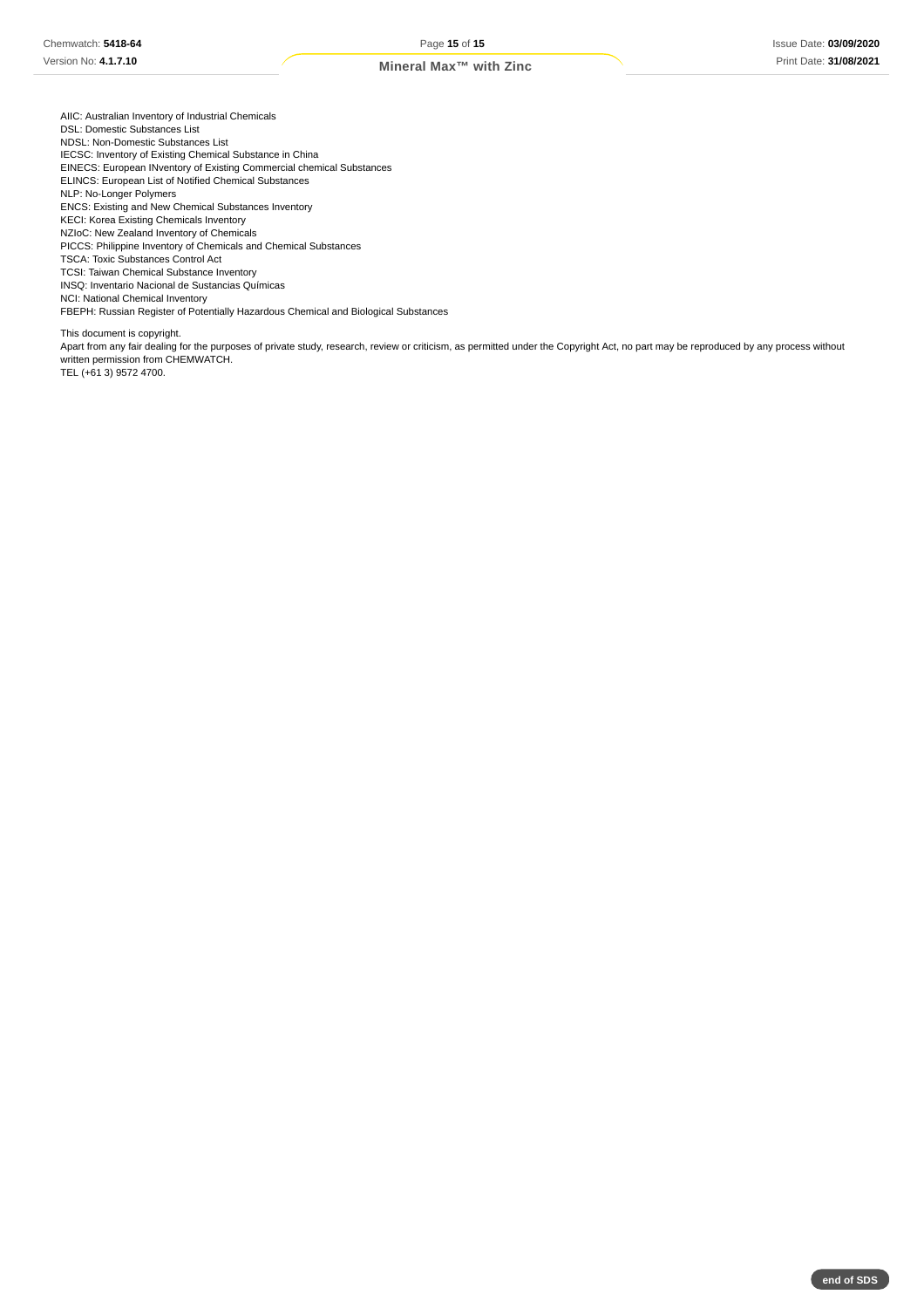AIIC: Australian Inventory of Industrial Chemicals
DSL: Domestic Substances List
NDSL: Non-Domestic Substances List
IECSC: Inventory of Existing Chemical Substance in China
EINECS: European INventory of Existing Commercial chemical Substances
ELINCS: European List of Notified Chemical Substances
NLP: No-Longer Polymers
ENCS: Existing and New Chemical Substances Inventory
KECI: Korea Existing Chemicals Inventory
NZIoC: New Zealand Inventory of Chemicals
PICCS: Philippine Inventory of Chemicals and Chemical Substances
TSCA: Toxic Substances Control Act
TCSI: Taiwan Chemical Substance Inventory
INSQ: Inventario Nacional de Sustancias Químicas
NCI: National Chemical Inventory
FBEPH: Russian Register of Potentially Hazardous Chemical and Biological Substances

This document is copyright.
Apart from any fair dealing for the purposes of private study, research, review or criticism, as permitted under the Copyright Act, no part may be reproduced by any process without written permission from CHEMWATCH.
TEL (+61 3) 9572 4700.

**end of SDS**